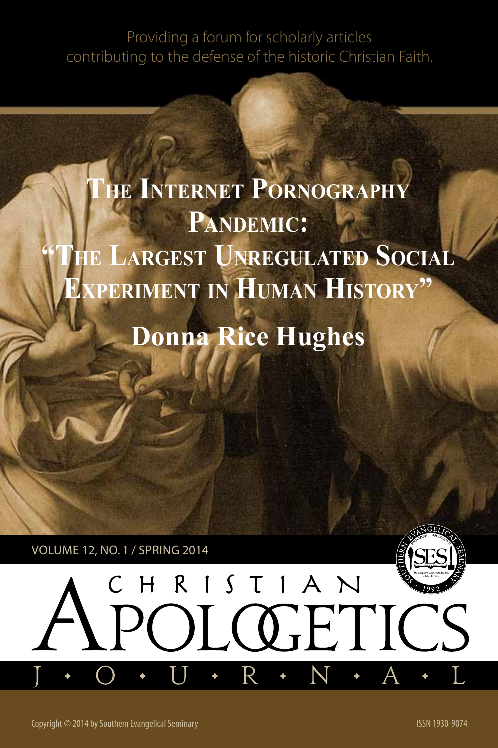Providing a forum for scholarly articles contributing to the defense of the historic Christian Faith.

# The Internet Pornography Pandemic: "The Largest Unregulated Social Experiment in Human History"

**Donna Rice Hughes**

VOLUME 12, NO. 1 / SPRING 2014

# CHRISTIAN APOLOGETICS JOURNAL

Copyright © 2014 by Southern Evangelical Seminary

ISSN 1930-9074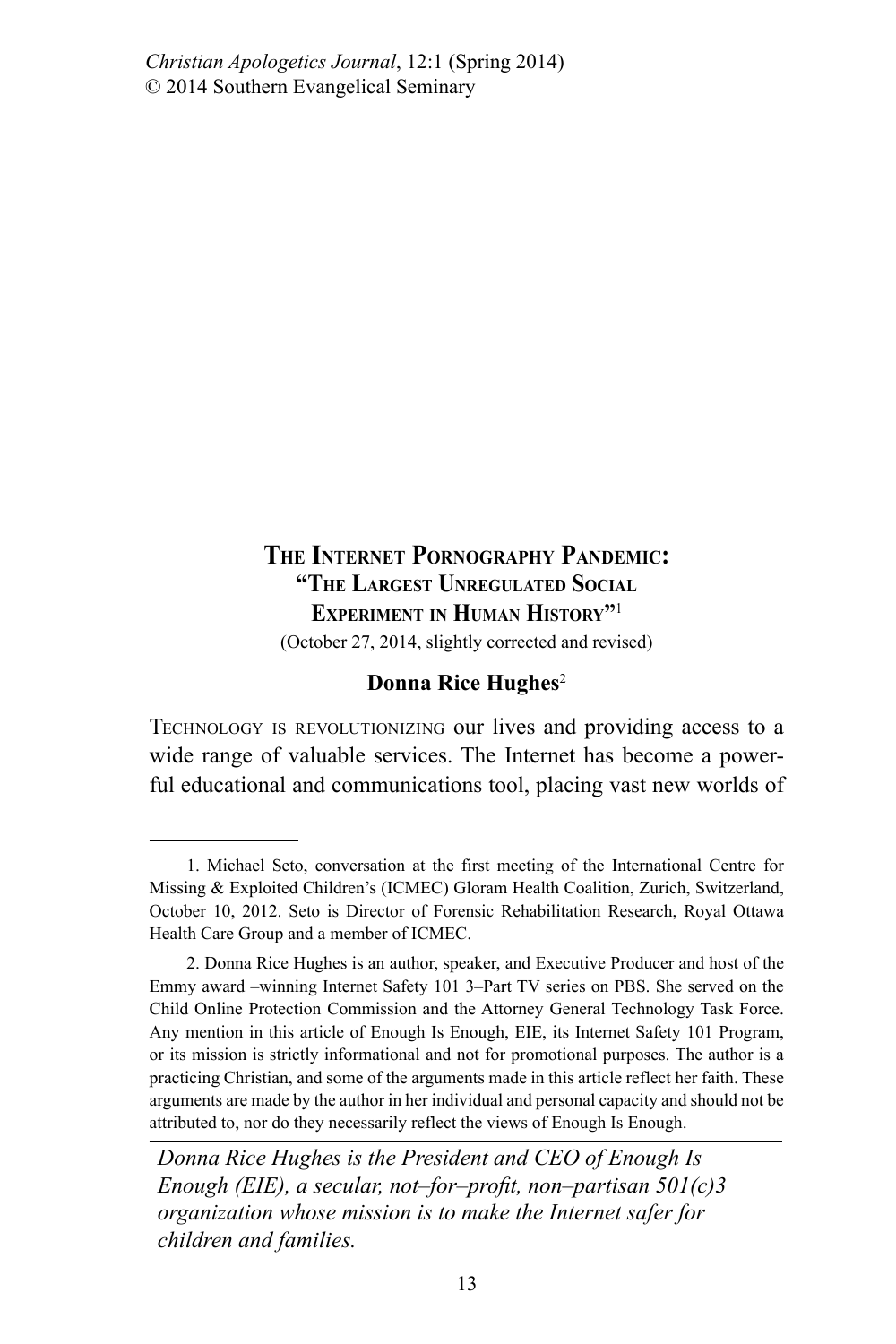# The Internet Pornography Pandemic: "The Largest Unregulated Social Experiment in Human History"[1]

(October 27, 2014, slightly corrected and revised)

**Donna Rice Hughes**[2]

Technology is revolutionizing our lives and providing access to a wide range of valuable services. The Internet has become a powerful educational and communications tool, placing vast new worlds of

---

1. Michael Seto, conversation at the first meeting of the International Centre for Missing & Exploited Children's (ICMEC) Gloram Health Coalition, Zurich, Switzerland, October 10, 2012. Seto is Director of Forensic Rehabilitation Research, Royal Ottawa Health Care Group and a member of ICMEC.

2. Donna Rice Hughes is an author, speaker, and Executive Producer and host of the Emmy award –winning Internet Safety 101 3–Part TV series on PBS. She served on the Child Online Protection Commission and the Attorney General Technology Task Force. Any mention in this article of Enough Is Enough, EIE, its Internet Safety 101 Program, or its mission is strictly informational and not for promotional purposes. The author is a practicing Christian, and some of the arguments made in this article reflect her faith. These arguments are made by the author in her individual and personal capacity and should not be attributed to, nor do they necessarily reflect the views of Enough Is Enough.

*Donna Rice Hughes is the President and CEO of Enough Is Enough (EIE), a secular, not–for–profit, non–partisan 501(c)3 organization whose mission is to make the Internet safer for children and families.*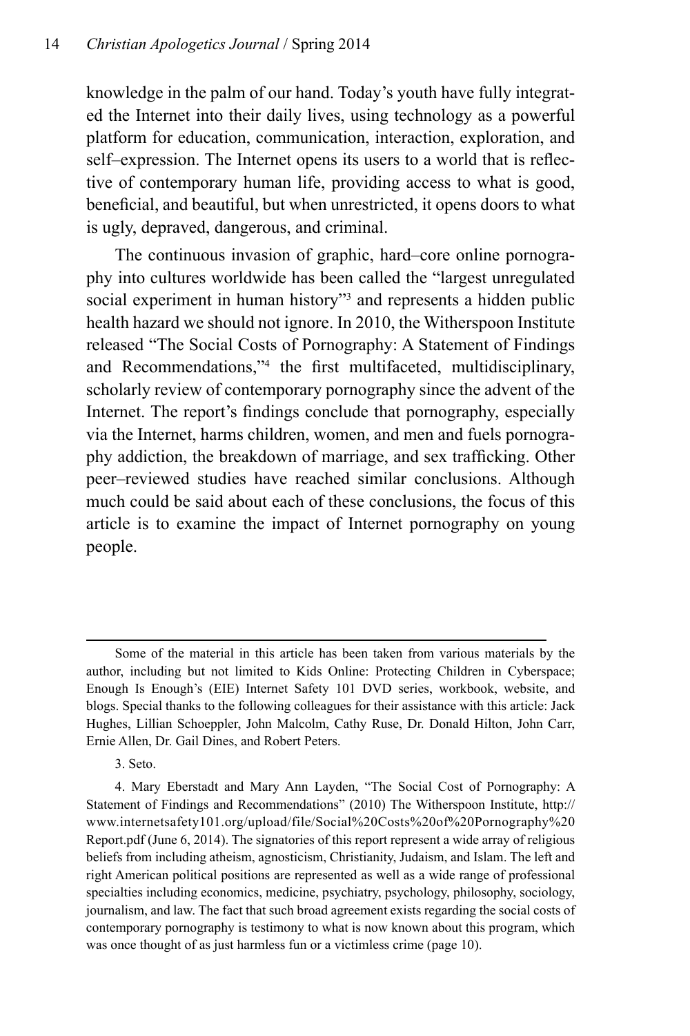knowledge in the palm of our hand. Today's youth have fully integrated the Internet into their daily lives, using technology as a powerful platform for education, communication, interaction, exploration, and self–expression. The Internet opens its users to a world that is reflective of contemporary human life, providing access to what is good, beneficial, and beautiful, but when unrestricted, it opens doors to what is ugly, depraved, dangerous, and criminal.

The continuous invasion of graphic, hard–core online pornography into cultures worldwide has been called the "largest unregulated social experiment in human history"[3] and represents a hidden public health hazard we should not ignore. In 2010, the Witherspoon Institute released "The Social Costs of Pornography: A Statement of Findings and Recommendations,"[4] the first multifaceted, multidisciplinary, scholarly review of contemporary pornography since the advent of the Internet. The report's findings conclude that pornography, especially via the Internet, harms children, women, and men and fuels pornography addiction, the breakdown of marriage, and sex trafficking. Other peer–reviewed studies have reached similar conclusions. Although much could be said about each of these conclusions, the focus of this article is to examine the impact of Internet pornography on young people.

---

Some of the material in this article has been taken from various materials by the author, including but not limited to Kids Online: Protecting Children in Cyberspace; Enough Is Enough's (EIE) Internet Safety 101 DVD series, workbook, website, and blogs. Special thanks to the following colleagues for their assistance with this article: Jack Hughes, Lillian Schoeppler, John Malcolm, Cathy Ruse, Dr. Donald Hilton, John Carr, Ernie Allen, Dr. Gail Dines, and Robert Peters.

3. Seto.

4. Mary Eberstadt and Mary Ann Layden, "The Social Cost of Pornography: A Statement of Findings and Recommendations" (2010) The Witherspoon Institute, http://www.internetsafety101.org/upload/file/Social%20Costs%20of%20Pornography%20Report.pdf (June 6, 2014). The signatories of this report represent a wide array of religious beliefs from including atheism, agnosticism, Christianity, Judaism, and Islam. The left and right American political positions are represented as well as a wide range of professional specialties including economics, medicine, psychiatry, psychology, philosophy, sociology, journalism, and law. The fact that such broad agreement exists regarding the social costs of contemporary pornography is testimony to what is now known about this program, which was once thought of as just harmless fun or a victimless crime (page 10).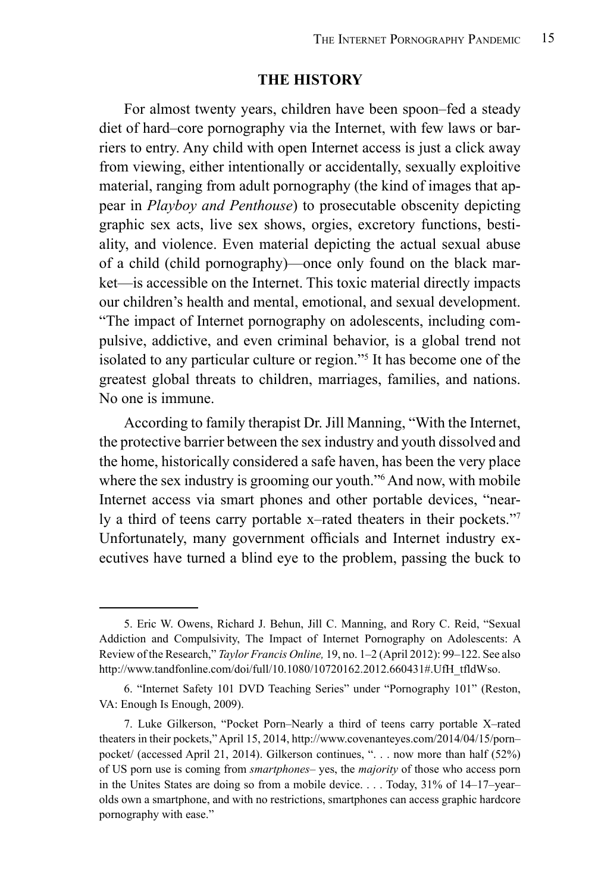## THE HISTORY

For almost twenty years, children have been spoon–fed a steady diet of hard–core pornography via the Internet, with few laws or barriers to entry. Any child with open Internet access is just a click away from viewing, either intentionally or accidentally, sexually exploitive material, ranging from adult pornography (the kind of images that appear in *Playboy and Penthouse*) to prosecutable obscenity depicting graphic sex acts, live sex shows, orgies, excretory functions, bestiality, and violence. Even material depicting the actual sexual abuse of a child (child pornography)—once only found on the black market—is accessible on the Internet. This toxic material directly impacts our children's health and mental, emotional, and sexual development. "The impact of Internet pornography on adolescents, including compulsive, addictive, and even criminal behavior, is a global trend not isolated to any particular culture or region."[5] It has become one of the greatest global threats to children, marriages, families, and nations. No one is immune.

According to family therapist Dr. Jill Manning, "With the Internet, the protective barrier between the sex industry and youth dissolved and the home, historically considered a safe haven, has been the very place where the sex industry is grooming our youth."[6] And now, with mobile Internet access via smart phones and other portable devices, "nearly a third of teens carry portable x–rated theaters in their pockets."[7] Unfortunately, many government officials and Internet industry executives have turned a blind eye to the problem, passing the buck to

---

5. Eric W. Owens, Richard J. Behun, Jill C. Manning, and Rory C. Reid, "Sexual Addiction and Compulsivity, The Impact of Internet Pornography on Adolescents: A Review of the Research," *Taylor Francis Online,* 19, no. 1–2 (April 2012): 99–122. See also http://www.tandfonline.com/doi/full/10.1080/10720162.2012.660431#.UfH_tfldWso.

6. "Internet Safety 101 DVD Teaching Series" under "Pornography 101" (Reston, VA: Enough Is Enough, 2009).

7. Luke Gilkerson, "Pocket Porn–Nearly a third of teens carry portable X–rated theaters in their pockets," April 15, 2014, http://www.covenanteyes.com/2014/04/15/porn–pocket/ (accessed April 21, 2014). Gilkerson continues, ". . . now more than half (52%) of US porn use is coming from *smartphones*– yes, the *majority* of those who access porn in the Unites States are doing so from a mobile device. . . . Today, 31% of 14–17–year–olds own a smartphone, and with no restrictions, smartphones can access graphic hardcore pornography with ease."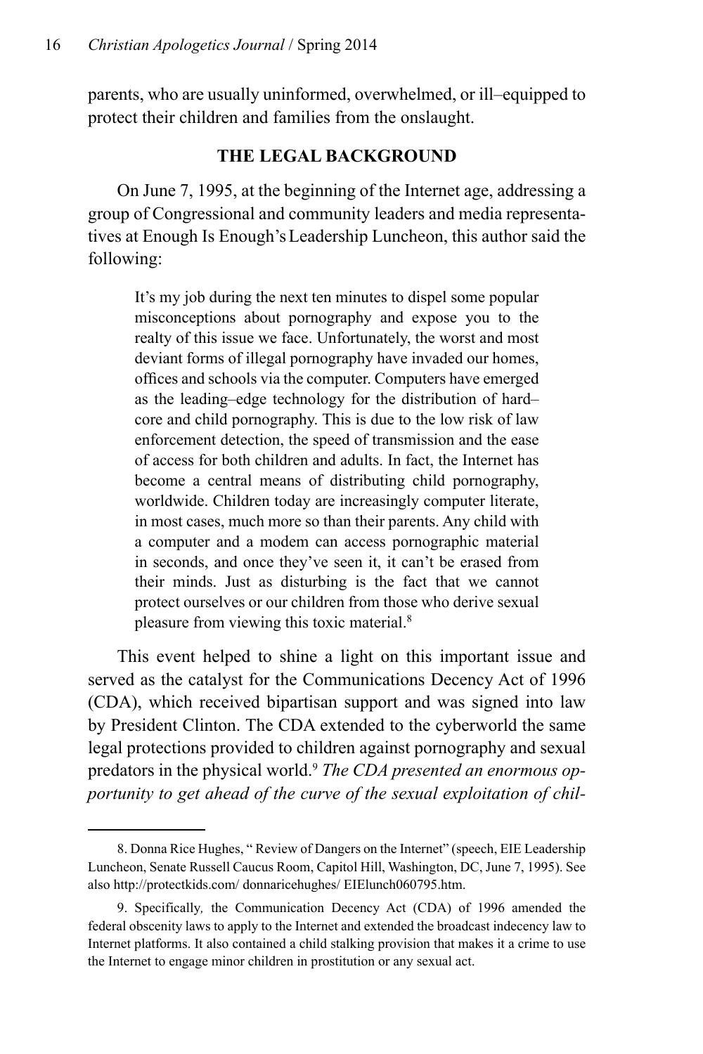parents, who are usually uninformed, overwhelmed, or ill–equipped to protect their children and families from the onslaught.

## THE LEGAL BACKGROUND

On June 7, 1995, at the beginning of the Internet age, addressing a group of Congressional and community leaders and media representatives at Enough Is Enough's Leadership Luncheon, this author said the following:

> It's my job during the next ten minutes to dispel some popular misconceptions about pornography and expose you to the realty of this issue we face. Unfortunately, the worst and most deviant forms of illegal pornography have invaded our homes, offices and schools via the computer. Computers have emerged as the leading–edge technology for the distribution of hard–core and child pornography. This is due to the low risk of law enforcement detection, the speed of transmission and the ease of access for both children and adults. In fact, the Internet has become a central means of distributing child pornography, worldwide. Children today are increasingly computer literate, in most cases, much more so than their parents. Any child with a computer and a modem can access pornographic material in seconds, and once they've seen it, it can't be erased from their minds. Just as disturbing is the fact that we cannot protect ourselves or our children from those who derive sexual pleasure from viewing this toxic material.[8]

This event helped to shine a light on this important issue and served as the catalyst for the Communications Decency Act of 1996 (CDA), which received bipartisan support and was signed into law by President Clinton. The CDA extended to the cyberworld the same legal protections provided to children against pornography and sexual predators in the physical world.[9] *The CDA presented an enormous opportunity to get ahead of the curve of the sexual exploitation of chil-*

---

8. Donna Rice Hughes, " Review of Dangers on the Internet" (speech, EIE Leadership Luncheon, Senate Russell Caucus Room, Capitol Hill, Washington, DC, June 7, 1995). See also http://protectkids.com/ donnaricehughes/ EIElunch060795.htm.

9. Specifically, the Communication Decency Act (CDA) of 1996 amended the federal obscenity laws to apply to the Internet and extended the broadcast indecency law to Internet platforms. It also contained a child stalking provision that makes it a crime to use the Internet to engage minor children in prostitution or any sexual act.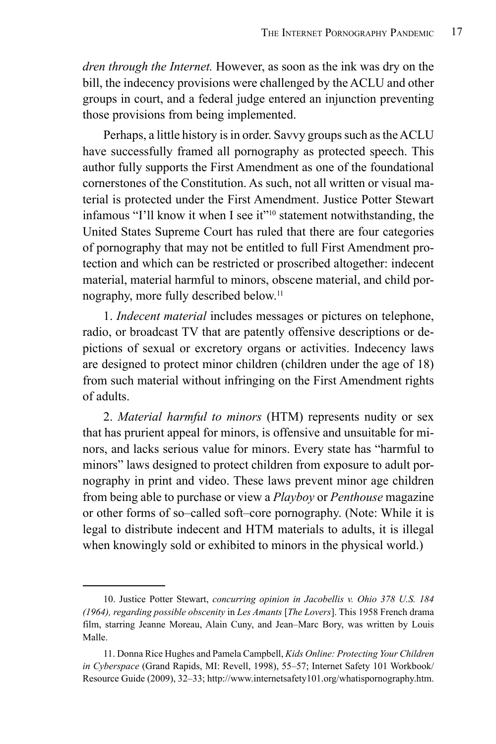*dren through the Internet.* However, as soon as the ink was dry on the bill, the indecency provisions were challenged by the ACLU and other groups in court, and a federal judge entered an injunction preventing those provisions from being implemented.

Perhaps, a little history is in order. Savvy groups such as the ACLU have successfully framed all pornography as protected speech. This author fully supports the First Amendment as one of the foundational cornerstones of the Constitution. As such, not all written or visual material is protected under the First Amendment. Justice Potter Stewart infamous "I'll know it when I see it"[10] statement notwithstanding, the United States Supreme Court has ruled that there are four categories of pornography that may not be entitled to full First Amendment protection and which can be restricted or proscribed altogether: indecent material, material harmful to minors, obscene material, and child pornography, more fully described below.[11]

1. *Indecent material* includes messages or pictures on telephone, radio, or broadcast TV that are patently offensive descriptions or depictions of sexual or excretory organs or activities. Indecency laws are designed to protect minor children (children under the age of 18) from such material without infringing on the First Amendment rights of adults.

2. *Material harmful to minors* (HTM) represents nudity or sex that has prurient appeal for minors, is offensive and unsuitable for minors, and lacks serious value for minors. Every state has "harmful to minors" laws designed to protect children from exposure to adult pornography in print and video. These laws prevent minor age children from being able to purchase or view a *Playboy* or *Penthouse* magazine or other forms of so–called soft–core pornography. (Note: While it is legal to distribute indecent and HTM materials to adults, it is illegal when knowingly sold or exhibited to minors in the physical world.)

---

10. Justice Potter Stewart, *concurring opinion in Jacobellis v. Ohio 378 U.S. 184 (1964), regarding possible obscenity* in *Les Amants* [*The Lovers*]. This 1958 French drama film, starring Jeanne Moreau, Alain Cuny, and Jean–Marc Bory, was written by Louis Malle.

11. Donna Rice Hughes and Pamela Campbell, *Kids Online: Protecting Your Children in Cyberspace* (Grand Rapids, MI: Revell, 1998), 55–57; Internet Safety 101 Workbook/Resource Guide (2009), 32–33; http://www.internetsafety101.org/whatispornography.htm.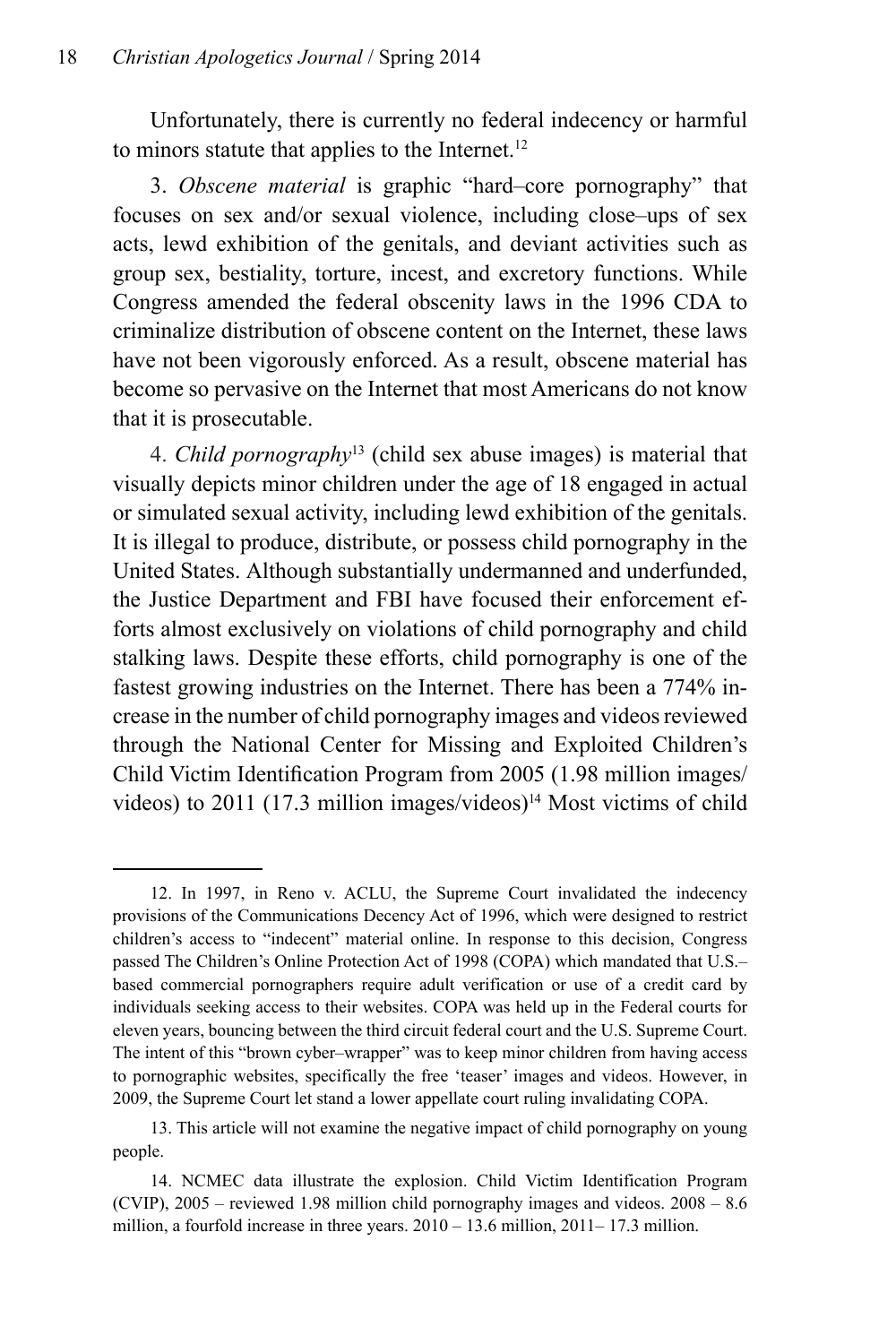Unfortunately, there is currently no federal indecency or harmful to minors statute that applies to the Internet.[12]

3. *Obscene material* is graphic "hard–core pornography" that focuses on sex and/or sexual violence, including close–ups of sex acts, lewd exhibition of the genitals, and deviant activities such as group sex, bestiality, torture, incest, and excretory functions. While Congress amended the federal obscenity laws in the 1996 CDA to criminalize distribution of obscene content on the Internet, these laws have not been vigorously enforced. As a result, obscene material has become so pervasive on the Internet that most Americans do not know that it is prosecutable.

4. *Child pornography*[13] (child sex abuse images) is material that visually depicts minor children under the age of 18 engaged in actual or simulated sexual activity, including lewd exhibition of the genitals. It is illegal to produce, distribute, or possess child pornography in the United States. Although substantially undermanned and underfunded, the Justice Department and FBI have focused their enforcement efforts almost exclusively on violations of child pornography and child stalking laws. Despite these efforts, child pornography is one of the fastest growing industries on the Internet. There has been a 774% increase in the number of child pornography images and videos reviewed through the National Center for Missing and Exploited Children's Child Victim Identification Program from 2005 (1.98 million images/videos) to 2011 (17.3 million images/videos)[14] Most victims of child

---

12. In 1997, in Reno v. ACLU, the Supreme Court invalidated the indecency provisions of the Communications Decency Act of 1996, which were designed to restrict children's access to "indecent" material online. In response to this decision, Congress passed The Children's Online Protection Act of 1998 (COPA) which mandated that U.S.–based commercial pornographers require adult verification or use of a credit card by individuals seeking access to their websites. COPA was held up in the Federal courts for eleven years, bouncing between the third circuit federal court and the U.S. Supreme Court. The intent of this "brown cyber–wrapper" was to keep minor children from having access to pornographic websites, specifically the free 'teaser' images and videos. However, in 2009, the Supreme Court let stand a lower appellate court ruling invalidating COPA.

13. This article will not examine the negative impact of child pornography on young people.

14. NCMEC data illustrate the explosion. Child Victim Identification Program (CVIP), 2005 – reviewed 1.98 million child pornography images and videos. 2008 – 8.6 million, a fourfold increase in three years. 2010 – 13.6 million, 2011– 17.3 million.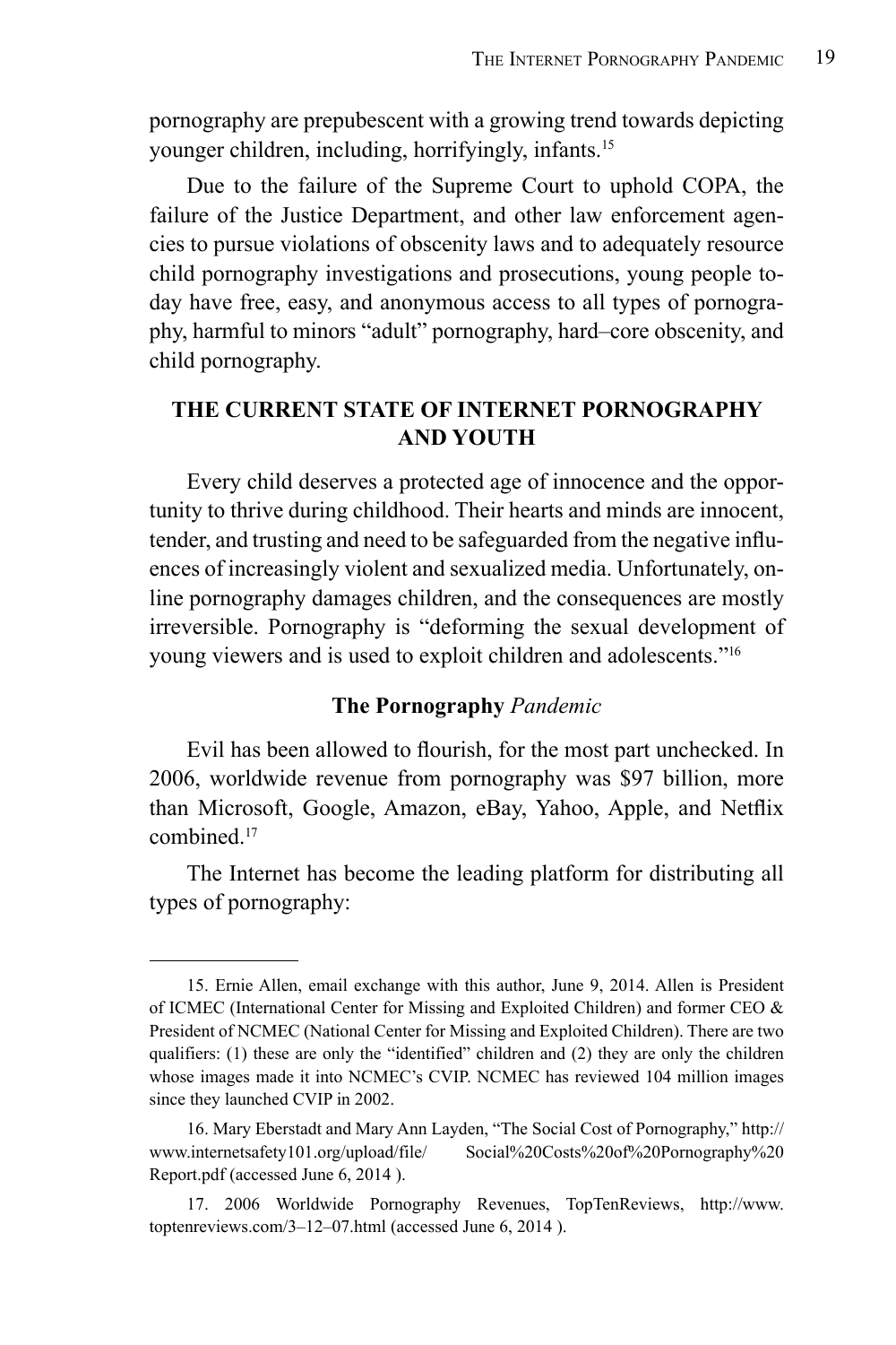pornography are prepubescent with a growing trend towards depicting younger children, including, horrifyingly, infants.[15]

Due to the failure of the Supreme Court to uphold COPA, the failure of the Justice Department, and other law enforcement agencies to pursue violations of obscenity laws and to adequately resource child pornography investigations and prosecutions, young people today have free, easy, and anonymous access to all types of pornography, harmful to minors "adult" pornography, hard–core obscenity, and child pornography.

## THE CURRENT STATE OF INTERNET PORNOGRAPHY AND YOUTH

Every child deserves a protected age of innocence and the opportunity to thrive during childhood. Their hearts and minds are innocent, tender, and trusting and need to be safeguarded from the negative influences of increasingly violent and sexualized media. Unfortunately, online pornography damages children, and the consequences are mostly irreversible. Pornography is "deforming the sexual development of young viewers and is used to exploit children and adolescents."[16]

### The Pornography *Pandemic*

Evil has been allowed to flourish, for the most part unchecked. In 2006, worldwide revenue from pornography was $97 billion, more than Microsoft, Google, Amazon, eBay, Yahoo, Apple, and Netflix combined.[17]

The Internet has become the leading platform for distributing all types of pornography:

---

15. Ernie Allen, email exchange with this author, June 9, 2014. Allen is President of ICMEC (International Center for Missing and Exploited Children) and former CEO & President of NCMEC (National Center for Missing and Exploited Children). There are two qualifiers: (1) these are only the "identified" children and (2) they are only the children whose images made it into NCMEC's CVIP. NCMEC has reviewed 104 million images since they launched CVIP in 2002.

16. Mary Eberstadt and Mary Ann Layden, "The Social Cost of Pornography," http://www.internetsafety101.org/upload/file/ Social%20Costs%20of%20Pornography%20Report.pdf (accessed June 6, 2014 ).

17. 2006 Worldwide Pornography Revenues, TopTenReviews, http://www.toptenreviews.com/3–12–07.html (accessed June 6, 2014 ).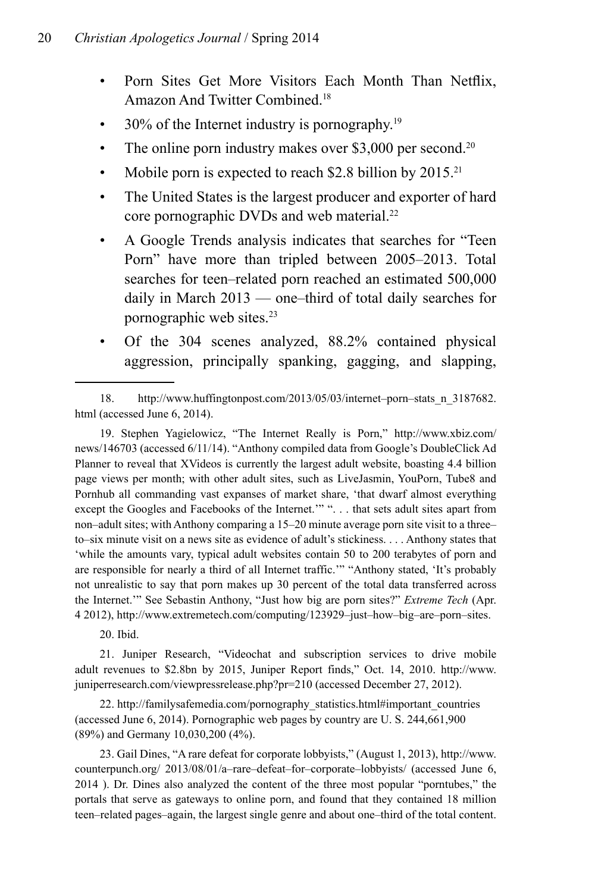- Porn Sites Get More Visitors Each Month Than Netflix, Amazon And Twitter Combined.[18]
- 30% of the Internet industry is pornography.[19]
- The online porn industry makes over $3,000 per second.[20]
- Mobile porn is expected to reach $2.8 billion by 2015.[21]
- The United States is the largest producer and exporter of hard core pornographic DVDs and web material.[22]
- A Google Trends analysis indicates that searches for "Teen Porn" have more than tripled between 2005–2013. Total searches for teen–related porn reached an estimated 500,000 daily in March 2013 — one–third of total daily searches for pornographic web sites.[23]
- Of the 304 scenes analyzed, 88.2% contained physical aggression, principally spanking, gagging, and slapping,

---

18. http://www.huffingtonpost.com/2013/05/03/internet–porn–stats_n_3187682.html (accessed June 6, 2014).

19. Stephen Yagielowicz, "The Internet Really is Porn," http://www.xbiz.com/news/146703 (accessed 6/11/14). "Anthony compiled data from Google's DoubleClick Ad Planner to reveal that XVideos is currently the largest adult website, boasting 4.4 billion page views per month; with other adult sites, such as LiveJasmin, YouPorn, Tube8 and Pornhub all commanding vast expanses of market share, 'that dwarf almost everything except the Googles and Facebooks of the Internet.'" ". . . that sets adult sites apart from non–adult sites; with Anthony comparing a 15–20 minute average porn site visit to a three–to–six minute visit on a news site as evidence of adult's stickiness. . . . Anthony states that 'while the amounts vary, typical adult websites contain 50 to 200 terabytes of porn and are responsible for nearly a third of all Internet traffic.'" "Anthony stated, 'It's probably not unrealistic to say that porn makes up 30 percent of the total data transferred across the Internet.'" See Sebastin Anthony, "Just how big are porn sites?" *Extreme Tech* (Apr. 4 2012), http://www.extremetech.com/computing/123929–just–how–big–are–porn–sites.

20. Ibid.

21. Juniper Research, "Videochat and subscription services to drive mobile adult revenues to $2.8bn by 2015, Juniper Report finds," Oct. 14, 2010. http://www.juniperresearch.com/viewpressrelease.php?pr=210 (accessed December 27, 2012).

22. http://familysafemedia.com/pornography_statistics.html#important_countries (accessed June 6, 2014). Pornographic web pages by country are U. S. 244,661,900 (89%) and Germany 10,030,200 (4%).

23. Gail Dines, "A rare defeat for corporate lobbyists," (August 1, 2013), http://www.counterpunch.org/ 2013/08/01/a–rare–defeat–for–corporate–lobbyists/ (accessed June 6, 2014 ). Dr. Dines also analyzed the content of the three most popular "porntubes," the portals that serve as gateways to online porn, and found that they contained 18 million teen–related pages–again, the largest single genre and about one–third of the total content.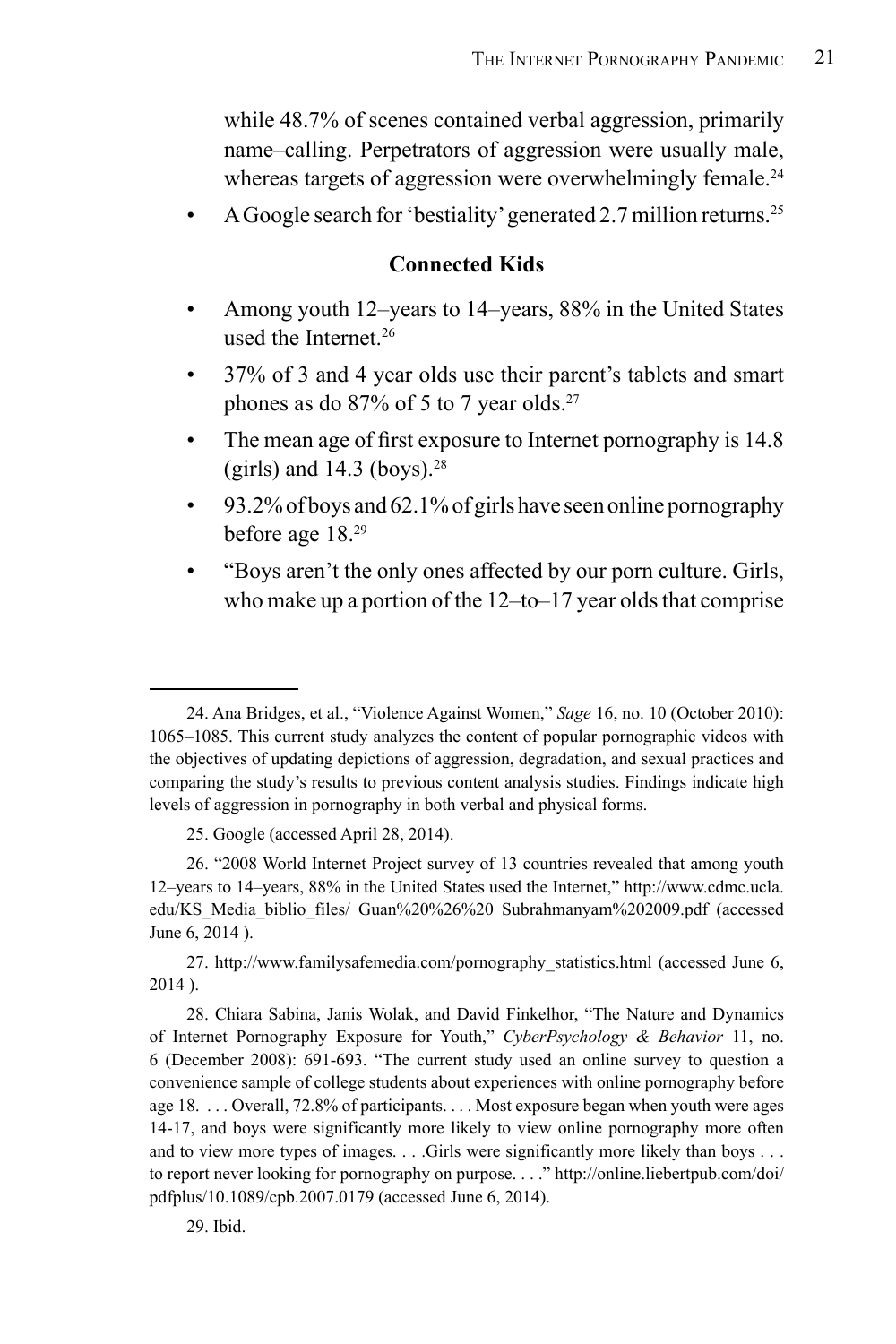while 48.7% of scenes contained verbal aggression, primarily name–calling. Perpetrators of aggression were usually male, whereas targets of aggression were overwhelmingly female.[24]

- A Google search for 'bestiality' generated 2.7 million returns.[25]

### Connected Kids

- Among youth 12–years to 14–years, 88% in the United States used the Internet.[26]
- 37% of 3 and 4 year olds use their parent's tablets and smart phones as do 87% of 5 to 7 year olds.[27]
- The mean age of first exposure to Internet pornography is 14.8 (girls) and 14.3 (boys).[28]
- 93.2% of boys and 62.1% of girls have seen online pornography before age 18.[29]
- "Boys aren't the only ones affected by our porn culture. Girls, who make up a portion of the 12–to–17 year olds that comprise

---

24. Ana Bridges, et al., "Violence Against Women," *Sage* 16, no. 10 (October 2010): 1065–1085. This current study analyzes the content of popular pornographic videos with the objectives of updating depictions of aggression, degradation, and sexual practices and comparing the study's results to previous content analysis studies. Findings indicate high levels of aggression in pornography in both verbal and physical forms.

25. Google (accessed April 28, 2014).

26. "2008 World Internet Project survey of 13 countries revealed that among youth 12–years to 14–years, 88% in the United States used the Internet," http://www.cdmc.ucla.edu/KS_Media_biblio_files/ Guan%20%26%20 Subrahmanyam%202009.pdf (accessed June 6, 2014 ).

27. http://www.familysafemedia.com/pornography_statistics.html (accessed June 6, 2014 ).

28. Chiara Sabina, Janis Wolak, and David Finkelhor, "The Nature and Dynamics of Internet Pornography Exposure for Youth," *CyberPsychology & Behavior* 11, no. 6 (December 2008): 691-693. "The current study used an online survey to question a convenience sample of college students about experiences with online pornography before age 18. . . . Overall, 72.8% of participants. . . . Most exposure began when youth were ages 14-17, and boys were significantly more likely to view online pornography more often and to view more types of images. . . .Girls were significantly more likely than boys . . . to report never looking for pornography on purpose. . . ." http://online.liebertpub.com/doi/pdfplus/10.1089/cpb.2007.0179 (accessed June 6, 2014).

29. Ibid.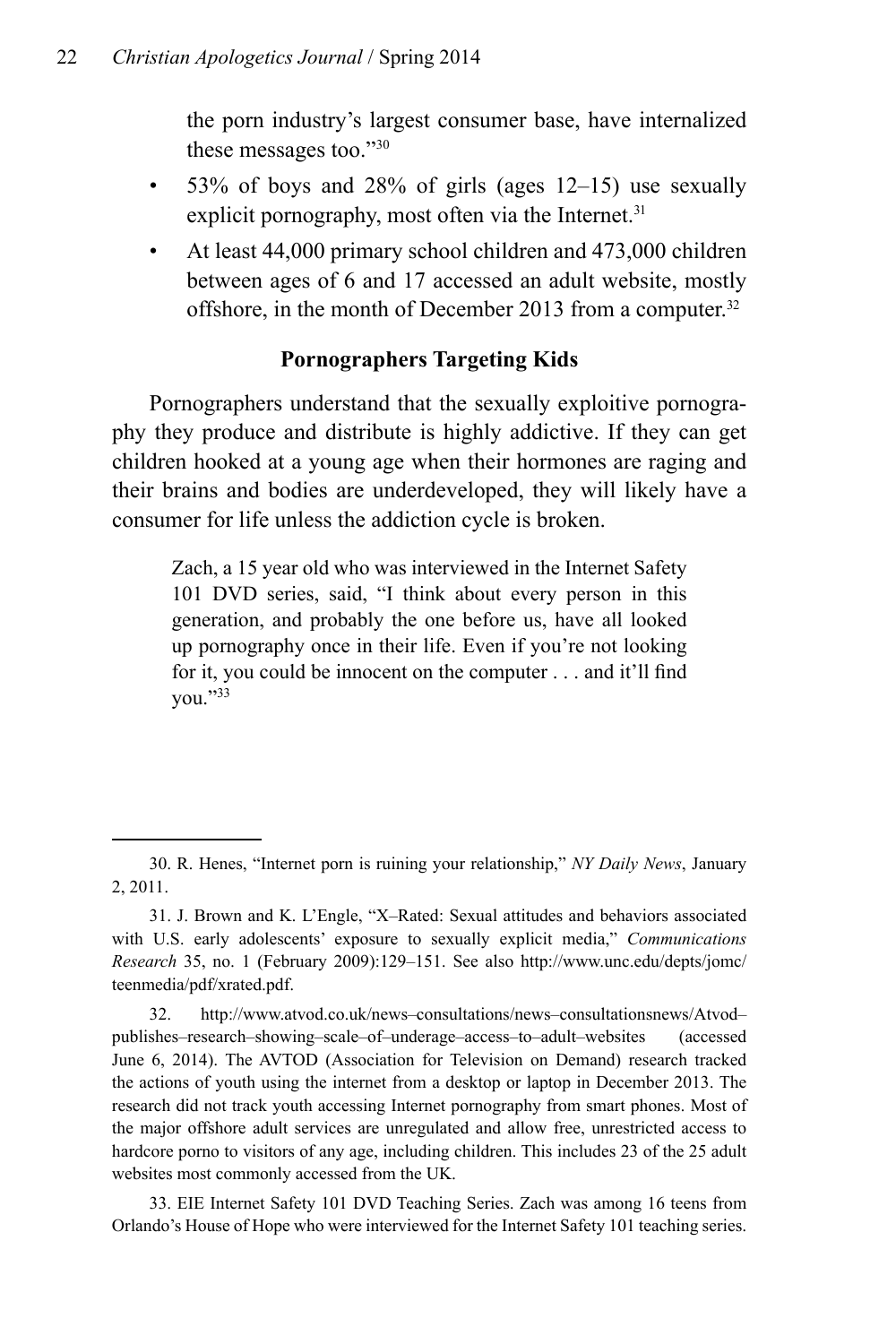the porn industry's largest consumer base, have internalized these messages too."[30]

- 53% of boys and 28% of girls (ages 12–15) use sexually explicit pornography, most often via the Internet.[31]
- At least 44,000 primary school children and 473,000 children between ages of 6 and 17 accessed an adult website, mostly offshore, in the month of December 2013 from a computer.[32]

### Pornographers Targeting Kids

Pornographers understand that the sexually exploitive pornography they produce and distribute is highly addictive. If they can get children hooked at a young age when their hormones are raging and their brains and bodies are underdeveloped, they will likely have a consumer for life unless the addiction cycle is broken.

> Zach, a 15 year old who was interviewed in the Internet Safety 101 DVD series, said, "I think about every person in this generation, and probably the one before us, have all looked up pornography once in their life. Even if you're not looking for it, you could be innocent on the computer . . . and it'll find you."[33]

---

30. R. Henes, "Internet porn is ruining your relationship," *NY Daily News*, January 2, 2011.

31. J. Brown and K. L'Engle, "X–Rated: Sexual attitudes and behaviors associated with U.S. early adolescents' exposure to sexually explicit media," *Communications Research* 35, no. 1 (February 2009):129–151. See also http://www.unc.edu/depts/jomc/teenmedia/pdf/xrated.pdf.

32. http://www.atvod.co.uk/news–consultations/news–consultationsnews/Atvod–publishes–research–showing–scale–of–underage–access–to–adult–websites (accessed June 6, 2014). The AVTOD (Association for Television on Demand) research tracked the actions of youth using the internet from a desktop or laptop in December 2013. The research did not track youth accessing Internet pornography from smart phones. Most of the major offshore adult services are unregulated and allow free, unrestricted access to hardcore porno to visitors of any age, including children. This includes 23 of the 25 adult websites most commonly accessed from the UK.

33. EIE Internet Safety 101 DVD Teaching Series. Zach was among 16 teens from Orlando's House of Hope who were interviewed for the Internet Safety 101 teaching series.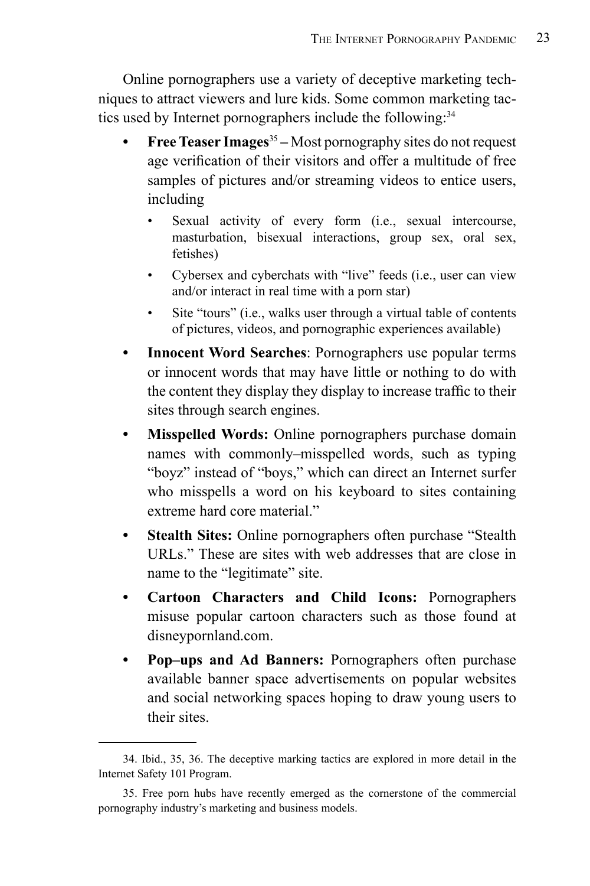Online pornographers use a variety of deceptive marketing techniques to attract viewers and lure kids. Some common marketing tactics used by Internet pornographers include the following:[34]

- **Free Teaser Images**[35] **–** Most pornography sites do not request age verification of their visitors and offer a multitude of free samples of pictures and/or streaming videos to entice users, including
  - Sexual activity of every form (i.e., sexual intercourse, masturbation, bisexual interactions, group sex, oral sex, fetishes)
  - Cybersex and cyberchats with "live" feeds (i.e., user can view and/or interact in real time with a porn star)
  - Site "tours" (i.e., walks user through a virtual table of contents of pictures, videos, and pornographic experiences available)
- **Innocent Word Searches**: Pornographers use popular terms or innocent words that may have little or nothing to do with the content they display they display to increase traffic to their sites through search engines.
- **Misspelled Words:** Online pornographers purchase domain names with commonly–misspelled words, such as typing "boyz" instead of "boys," which can direct an Internet surfer who misspells a word on his keyboard to sites containing extreme hard core material."
- **Stealth Sites:** Online pornographers often purchase "Stealth URLs." These are sites with web addresses that are close in name to the "legitimate" site.
- **Cartoon Characters and Child Icons:** Pornographers misuse popular cartoon characters such as those found at disneypornland.com.
- **Pop–ups and Ad Banners:** Pornographers often purchase available banner space advertisements on popular websites and social networking spaces hoping to draw young users to their sites.

---

34. Ibid., 35, 36. The deceptive marking tactics are explored in more detail in the Internet Safety 101 Program.

35. Free porn hubs have recently emerged as the cornerstone of the commercial pornography industry's marketing and business models.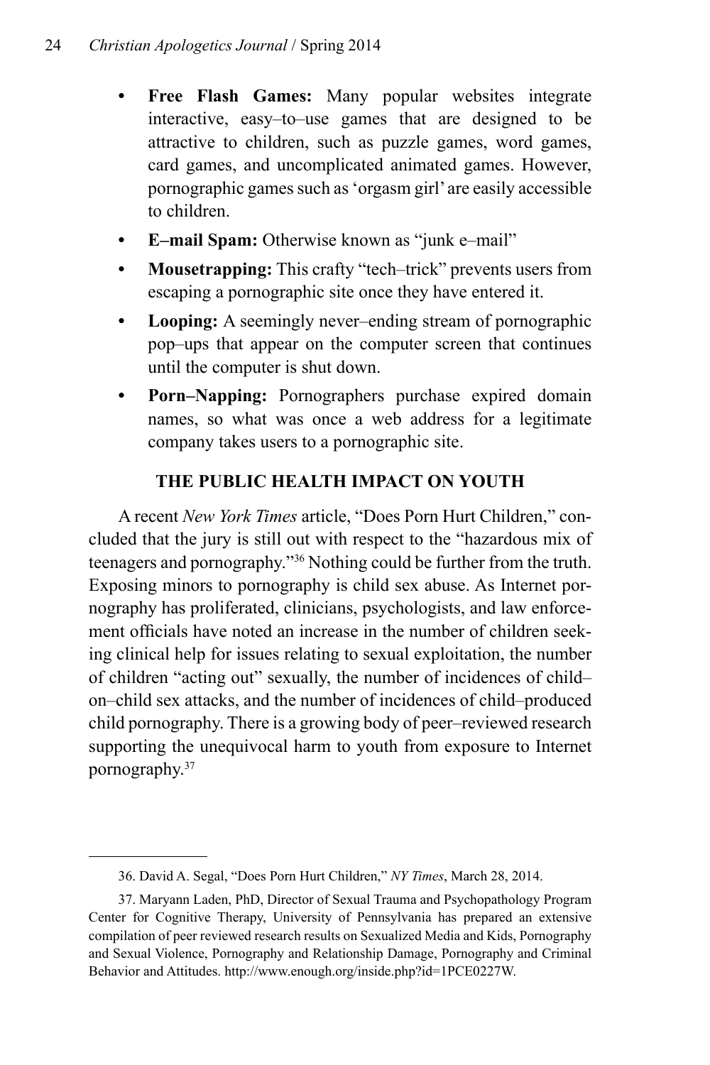- **Free Flash Games:** Many popular websites integrate interactive, easy–to–use games that are designed to be attractive to children, such as puzzle games, word games, card games, and uncomplicated animated games. However, pornographic games such as 'orgasm girl' are easily accessible to children.
- **E–mail Spam:** Otherwise known as "junk e–mail"
- **Mousetrapping:** This crafty "tech–trick" prevents users from escaping a pornographic site once they have entered it.
- **Looping:** A seemingly never–ending stream of pornographic pop–ups that appear on the computer screen that continues until the computer is shut down.
- **Porn–Napping:** Pornographers purchase expired domain names, so what was once a web address for a legitimate company takes users to a pornographic site.

## THE PUBLIC HEALTH IMPACT ON YOUTH

A recent *New York Times* article, "Does Porn Hurt Children," concluded that the jury is still out with respect to the "hazardous mix of teenagers and pornography."[36] Nothing could be further from the truth. Exposing minors to pornography is child sex abuse. As Internet pornography has proliferated, clinicians, psychologists, and law enforcement officials have noted an increase in the number of children seeking clinical help for issues relating to sexual exploitation, the number of children "acting out" sexually, the number of incidences of child–on–child sex attacks, and the number of incidences of child–produced child pornography. There is a growing body of peer–reviewed research supporting the unequivocal harm to youth from exposure to Internet pornography.[37]

---

36. David A. Segal, "Does Porn Hurt Children," *NY Times*, March 28, 2014.

37. Maryann Laden, PhD, Director of Sexual Trauma and Psychopathology Program Center for Cognitive Therapy, University of Pennsylvania has prepared an extensive compilation of peer reviewed research results on Sexualized Media and Kids, Pornography and Sexual Violence, Pornography and Relationship Damage, Pornography and Criminal Behavior and Attitudes. http://www.enough.org/inside.php?id=1PCE0227W.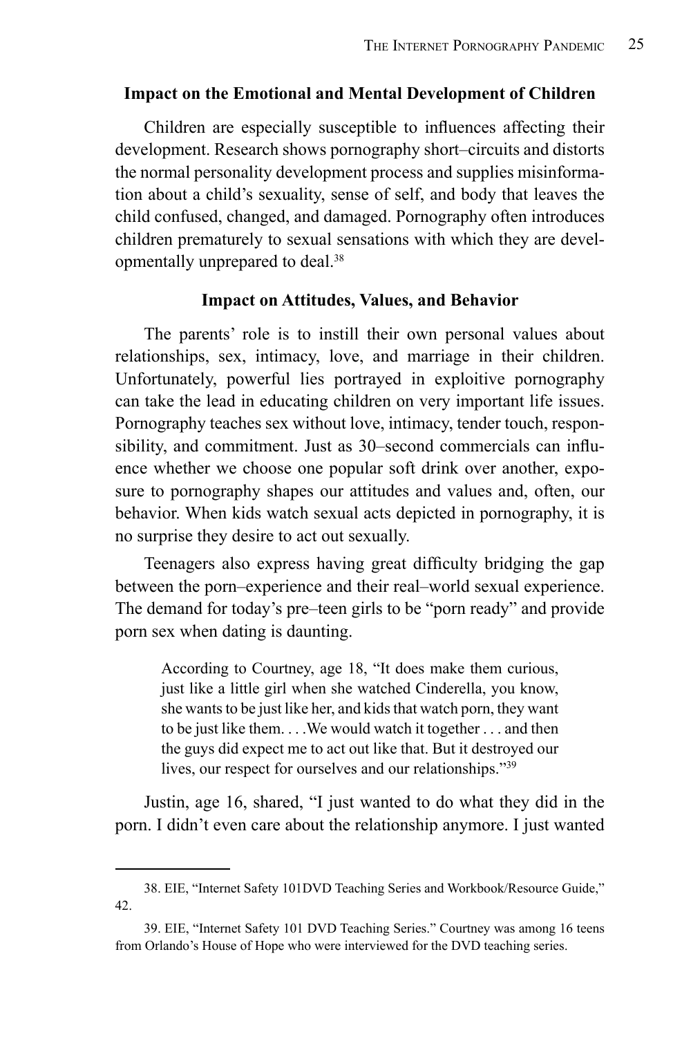### Impact on the Emotional and Mental Development of Children

Children are especially susceptible to influences affecting their development. Research shows pornography short–circuits and distorts the normal personality development process and supplies misinformation about a child's sexuality, sense of self, and body that leaves the child confused, changed, and damaged. Pornography often introduces children prematurely to sexual sensations with which they are developmentally unprepared to deal.[38]

### Impact on Attitudes, Values, and Behavior

The parents' role is to instill their own personal values about relationships, sex, intimacy, love, and marriage in their children. Unfortunately, powerful lies portrayed in exploitive pornography can take the lead in educating children on very important life issues. Pornography teaches sex without love, intimacy, tender touch, responsibility, and commitment. Just as 30–second commercials can influence whether we choose one popular soft drink over another, exposure to pornography shapes our attitudes and values and, often, our behavior. When kids watch sexual acts depicted in pornography, it is no surprise they desire to act out sexually.

Teenagers also express having great difficulty bridging the gap between the porn–experience and their real–world sexual experience. The demand for today's pre–teen girls to be "porn ready" and provide porn sex when dating is daunting.

> According to Courtney, age 18, "It does make them curious, just like a little girl when she watched Cinderella, you know, she wants to be just like her, and kids that watch porn, they want to be just like them. . . .We would watch it together . . . and then the guys did expect me to act out like that. But it destroyed our lives, our respect for ourselves and our relationships."[39]

Justin, age 16, shared, "I just wanted to do what they did in the porn. I didn't even care about the relationship anymore. I just wanted

---

38. EIE, "Internet Safety 101DVD Teaching Series and Workbook/Resource Guide," 42.

39. EIE, "Internet Safety 101 DVD Teaching Series." Courtney was among 16 teens from Orlando's House of Hope who were interviewed for the DVD teaching series.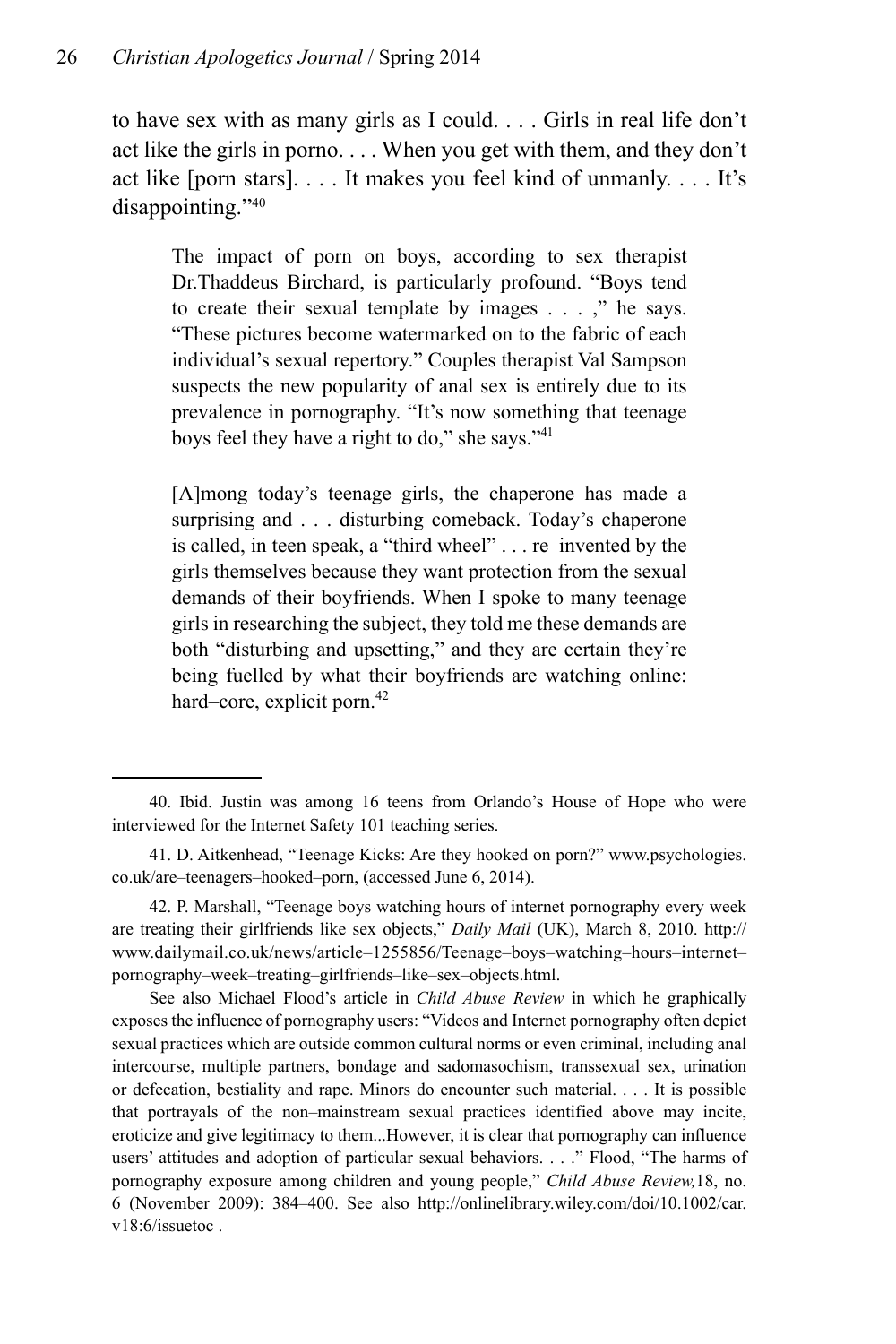to have sex with as many girls as I could. . . . Girls in real life don't act like the girls in porno. . . . When you get with them, and they don't act like [porn stars]. . . . It makes you feel kind of unmanly. . . . It's disappointing."[40]

> The impact of porn on boys, according to sex therapist Dr.Thaddeus Birchard, is particularly profound. "Boys tend to create their sexual template by images . . . ," he says. "These pictures become watermarked on to the fabric of each individual's sexual repertory." Couples therapist Val Sampson suspects the new popularity of anal sex is entirely due to its prevalence in pornography. "It's now something that teenage boys feel they have a right to do," she says."[41]

> [A]mong today's teenage girls, the chaperone has made a surprising and . . . disturbing comeback. Today's chaperone is called, in teen speak, a "third wheel" . . . re–invented by the girls themselves because they want protection from the sexual demands of their boyfriends. When I spoke to many teenage girls in researching the subject, they told me these demands are both "disturbing and upsetting," and they are certain they're being fuelled by what their boyfriends are watching online: hard–core, explicit porn.[42]

---

40. Ibid. Justin was among 16 teens from Orlando's House of Hope who were interviewed for the Internet Safety 101 teaching series.

41. D. Aitkenhead, "Teenage Kicks: Are they hooked on porn?" www.psychologies.co.uk/are–teenagers–hooked–porn, (accessed June 6, 2014).

42. P. Marshall, "Teenage boys watching hours of internet pornography every week are treating their girlfriends like sex objects," *Daily Mail* (UK), March 8, 2010. http://www.dailymail.co.uk/news/article–1255856/Teenage–boys–watching–hours–internet–pornography–week–treating–girlfriends–like–sex–objects.html.

See also Michael Flood's article in *Child Abuse Review* in which he graphically exposes the influence of pornography users: "Videos and Internet pornography often depict sexual practices which are outside common cultural norms or even criminal, including anal intercourse, multiple partners, bondage and sadomasochism, transsexual sex, urination or defecation, bestiality and rape. Minors do encounter such material. . . . It is possible that portrayals of the non–mainstream sexual practices identified above may incite, eroticize and give legitimacy to them...However, it is clear that pornography can influence users' attitudes and adoption of particular sexual behaviors. . . ." Flood, "The harms of pornography exposure among children and young people," *Child Abuse Review,*18, no. 6 (November 2009): 384–400. See also http://onlinelibrary.wiley.com/doi/10.1002/car.v18:6/issuetoc .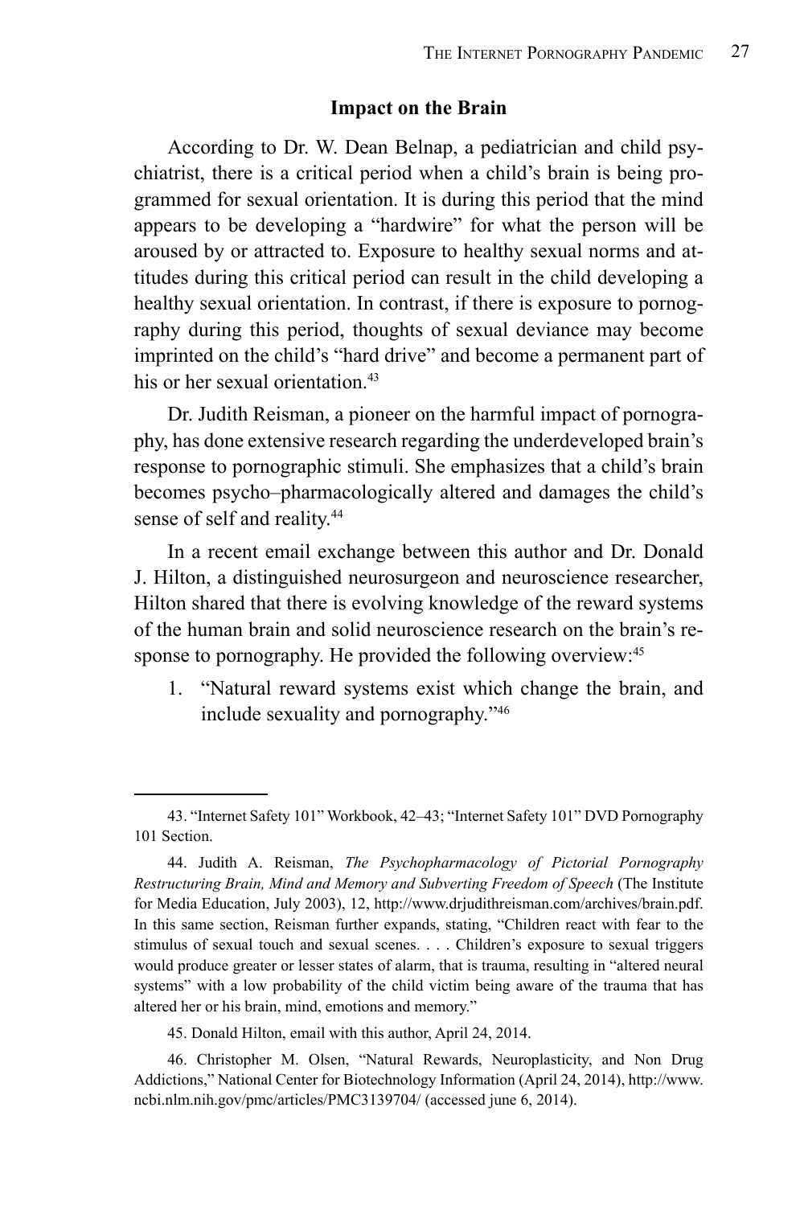### Impact on the Brain

According to Dr. W. Dean Belnap, a pediatrician and child psychiatrist, there is a critical period when a child's brain is being programmed for sexual orientation. It is during this period that the mind appears to be developing a "hardwire" for what the person will be aroused by or attracted to. Exposure to healthy sexual norms and attitudes during this critical period can result in the child developing a healthy sexual orientation. In contrast, if there is exposure to pornography during this period, thoughts of sexual deviance may become imprinted on the child's "hard drive" and become a permanent part of his or her sexual orientation.[43]

Dr. Judith Reisman, a pioneer on the harmful impact of pornography, has done extensive research regarding the underdeveloped brain's response to pornographic stimuli. She emphasizes that a child's brain becomes psycho–pharmacologically altered and damages the child's sense of self and reality.[44]

In a recent email exchange between this author and Dr. Donald J. Hilton, a distinguished neurosurgeon and neuroscience researcher, Hilton shared that there is evolving knowledge of the reward systems of the human brain and solid neuroscience research on the brain's response to pornography. He provided the following overview:[45]

1. "Natural reward systems exist which change the brain, and include sexuality and pornography."[46]

---

43. "Internet Safety 101" Workbook, 42–43; "Internet Safety 101" DVD Pornography 101 Section.

44. Judith A. Reisman, *The Psychopharmacology of Pictorial Pornography Restructuring Brain, Mind and Memory and Subverting Freedom of Speech* (The Institute for Media Education, July 2003), 12, http://www.drjudithreisman.com/archives/brain.pdf. In this same section, Reisman further expands, stating, "Children react with fear to the stimulus of sexual touch and sexual scenes. . . . Children's exposure to sexual triggers would produce greater or lesser states of alarm, that is trauma, resulting in "altered neural systems" with a low probability of the child victim being aware of the trauma that has altered her or his brain, mind, emotions and memory."

45. Donald Hilton, email with this author, April 24, 2014.

46. Christopher M. Olsen, "Natural Rewards, Neuroplasticity, and Non Drug Addictions," National Center for Biotechnology Information (April 24, 2014), http://www.ncbi.nlm.nih.gov/pmc/articles/PMC3139704/ (accessed june 6, 2014).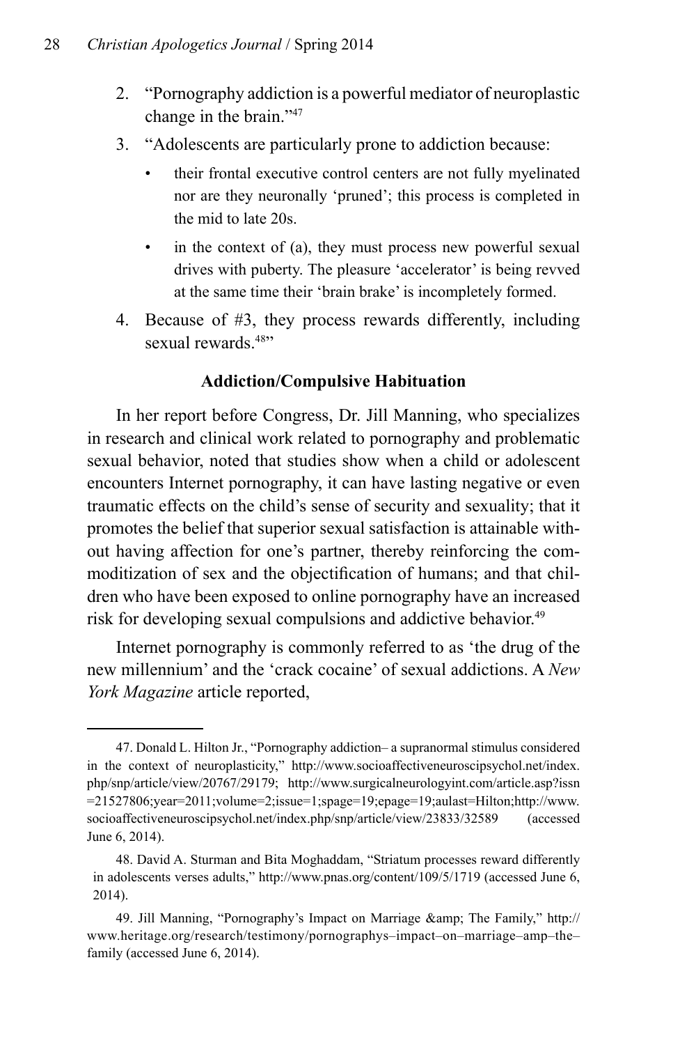2. “Pornography addiction is a powerful mediator of neuroplastic change in the brain.”[47]
3. “Adolescents are particularly prone to addiction because:
   - their frontal executive control centers are not fully myelinated nor are they neuronally ‘pruned’; this process is completed in the mid to late 20s.
   - in the context of (a), they must process new powerful sexual drives with puberty. The pleasure ‘accelerator’ is being revved at the same time their ‘brain brake’ is incompletely formed.
4. Because of #3, they process rewards differently, including sexual rewards.[48]”

**Addiction/Compulsive Habituation**

In her report before Congress, Dr. Jill Manning, who specializes in research and clinical work related to pornography and problematic sexual behavior, noted that studies show when a child or adolescent encounters Internet pornography, it can have lasting negative or even traumatic effects on the child’s sense of security and sexuality; that it promotes the belief that superior sexual satisfaction is attainable without having affection for one’s partner, thereby reinforcing the commoditization of sex and the objectification of humans; and that children who have been exposed to online pornography have an increased risk for developing sexual compulsions and addictive behavior.[49]

Internet pornography is commonly referred to as ‘the drug of the new millennium’ and the ‘crack cocaine’ of sexual addictions. A *New York Magazine* article reported,

---

47. Donald L. Hilton Jr., “Pornography addiction– a supranormal stimulus considered in the context of neuroplasticity,” http://www.socioaffectiveneuroscipsychol.net/index.php/snp/article/view/20767/29179; http://www.surgicalneurologyint.com/article.asp?issn=21527806;year=2011;volume=2;issue=1;spage=19;epage=19;aulast=Hilton;http://www.socioaffectiveneuroscipsychol.net/index.php/snp/article/view/23833/32589 (accessed June 6, 2014).

48. David A. Sturman and Bita Moghaddam, “Striatum processes reward differently in adolescents verses adults,” http://www.pnas.org/content/109/5/1719 (accessed June 6, 2014).

49. Jill Manning, “Pornography’s Impact on Marriage &amp; The Family,” http://www.heritage.org/research/testimony/pornographys–impact–on–marriage–amp–the–family (accessed June 6, 2014).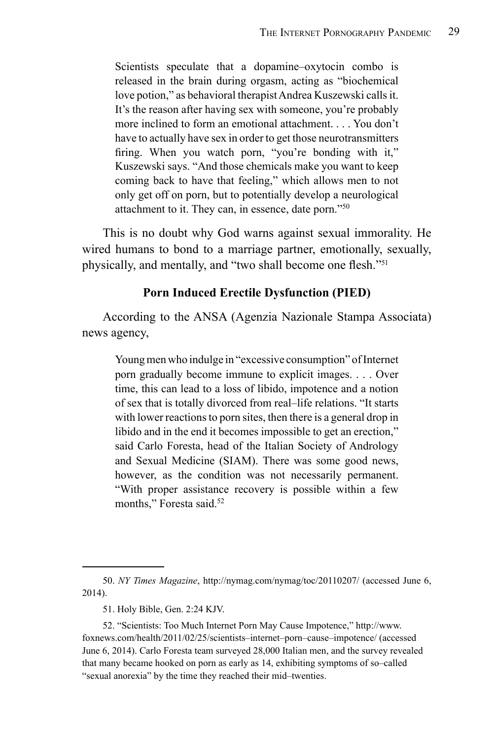> Scientists speculate that a dopamine–oxytocin combo is released in the brain during orgasm, acting as "biochemical love potion," as behavioral therapist Andrea Kuszewski calls it. It's the reason after having sex with someone, you're probably more inclined to form an emotional attachment. . . . You don't have to actually have sex in order to get those neurotransmitters firing. When you watch porn, "you're bonding with it," Kuszewski says. "And those chemicals make you want to keep coming back to have that feeling," which allows men to not only get off on porn, but to potentially develop a neurological attachment to it. They can, in essence, date porn."[50]

This is no doubt why God warns against sexual immorality. He wired humans to bond to a marriage partner, emotionally, sexually, physically, and mentally, and "two shall become one flesh."[51]

### Porn Induced Erectile Dysfunction (PIED)

According to the ANSA (Agenzia Nazionale Stampa Associata) news agency,

> Young men who indulge in "excessive consumption" of Internet porn gradually become immune to explicit images. . . . Over time, this can lead to a loss of libido, impotence and a notion of sex that is totally divorced from real–life relations. "It starts with lower reactions to porn sites, then there is a general drop in libido and in the end it becomes impossible to get an erection," said Carlo Foresta, head of the Italian Society of Andrology and Sexual Medicine (SIAM). There was some good news, however, as the condition was not necessarily permanent. "With proper assistance recovery is possible within a few months," Foresta said.[52]

---

50. *NY Times Magazine*, http://nymag.com/nymag/toc/20110207/ (accessed June 6, 2014).

51. Holy Bible, Gen. 2:24 KJV.

52. "Scientists: Too Much Internet Porn May Cause Impotence," http://www.foxnews.com/health/2011/02/25/scientists–internet–porn–cause–impotence/ (accessed June 6, 2014). Carlo Foresta team surveyed 28,000 Italian men, and the survey revealed that many became hooked on porn as early as 14, exhibiting symptoms of so–called "sexual anorexia" by the time they reached their mid–twenties.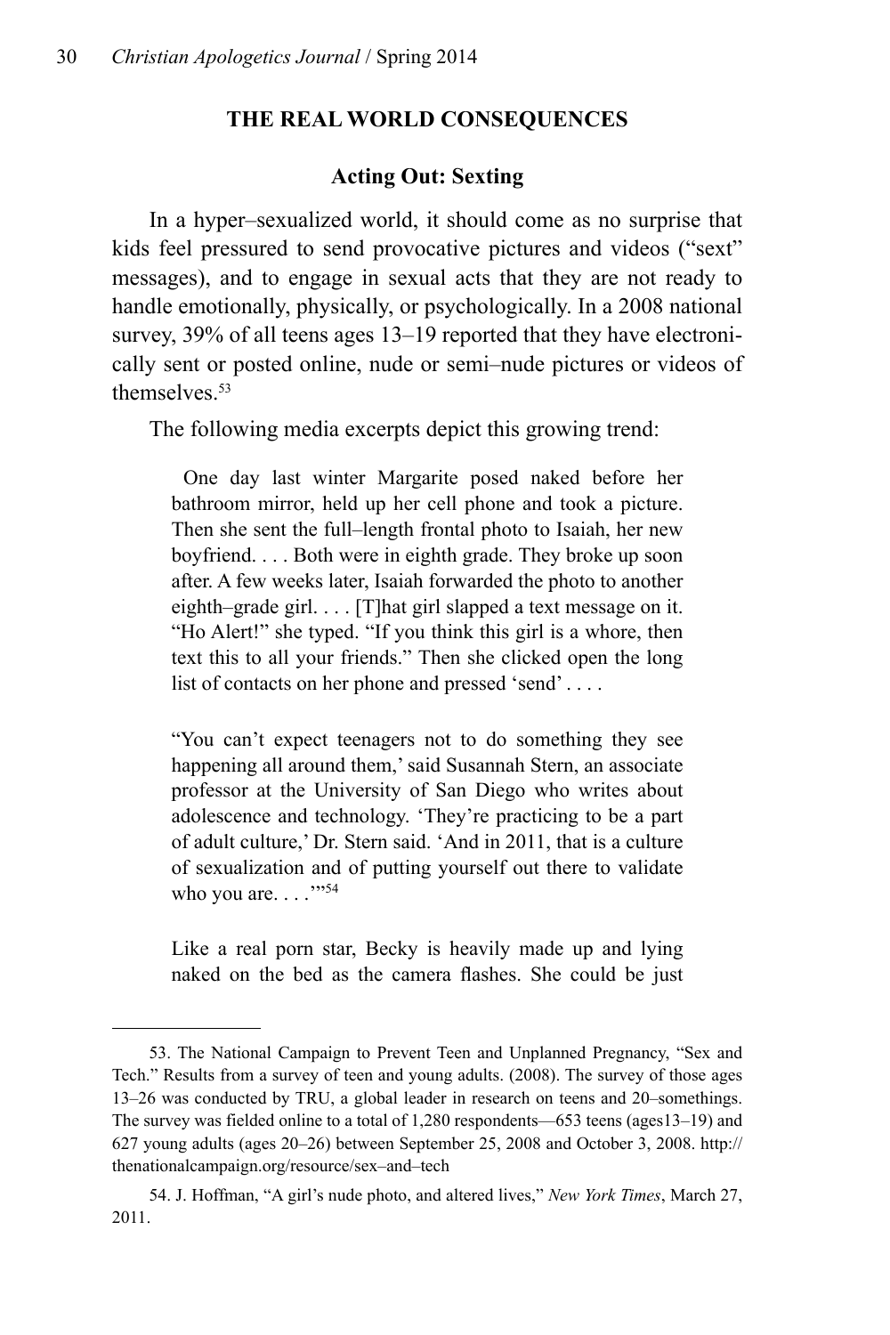## THE REAL WORLD CONSEQUENCES

### Acting Out: Sexting

In a hyper–sexualized world, it should come as no surprise that kids feel pressured to send provocative pictures and videos ("sext" messages), and to engage in sexual acts that they are not ready to handle emotionally, physically, or psychologically. In a 2008 national survey, 39% of all teens ages 13–19 reported that they have electronically sent or posted online, nude or semi–nude pictures or videos of themselves.[53]

The following media excerpts depict this growing trend:

> One day last winter Margarite posed naked before her bathroom mirror, held up her cell phone and took a picture. Then she sent the full–length frontal photo to Isaiah, her new boyfriend. . . . Both were in eighth grade. They broke up soon after. A few weeks later, Isaiah forwarded the photo to another eighth–grade girl. . . . [T]hat girl slapped a text message on it. "Ho Alert!" she typed. "If you think this girl is a whore, then text this to all your friends." Then she clicked open the long list of contacts on her phone and pressed 'send' . . . .
>
> "You can't expect teenagers not to do something they see happening all around them,' said Susannah Stern, an associate professor at the University of San Diego who writes about adolescence and technology. 'They're practicing to be a part of adult culture,' Dr. Stern said. 'And in 2011, that is a culture of sexualization and of putting yourself out there to validate who you are. . . .'"[54]
>
> Like a real porn star, Becky is heavily made up and lying naked on the bed as the camera flashes. She could be just

---

53. The National Campaign to Prevent Teen and Unplanned Pregnancy, "Sex and Tech." Results from a survey of teen and young adults. (2008). The survey of those ages 13–26 was conducted by TRU, a global leader in research on teens and 20–somethings. The survey was fielded online to a total of 1,280 respondents—653 teens (ages13–19) and 627 young adults (ages 20–26) between September 25, 2008 and October 3, 2008. http://thenationalcampaign.org/resource/sex–and–tech

54. J. Hoffman, "A girl's nude photo, and altered lives," *New York Times*, March 27, 2011.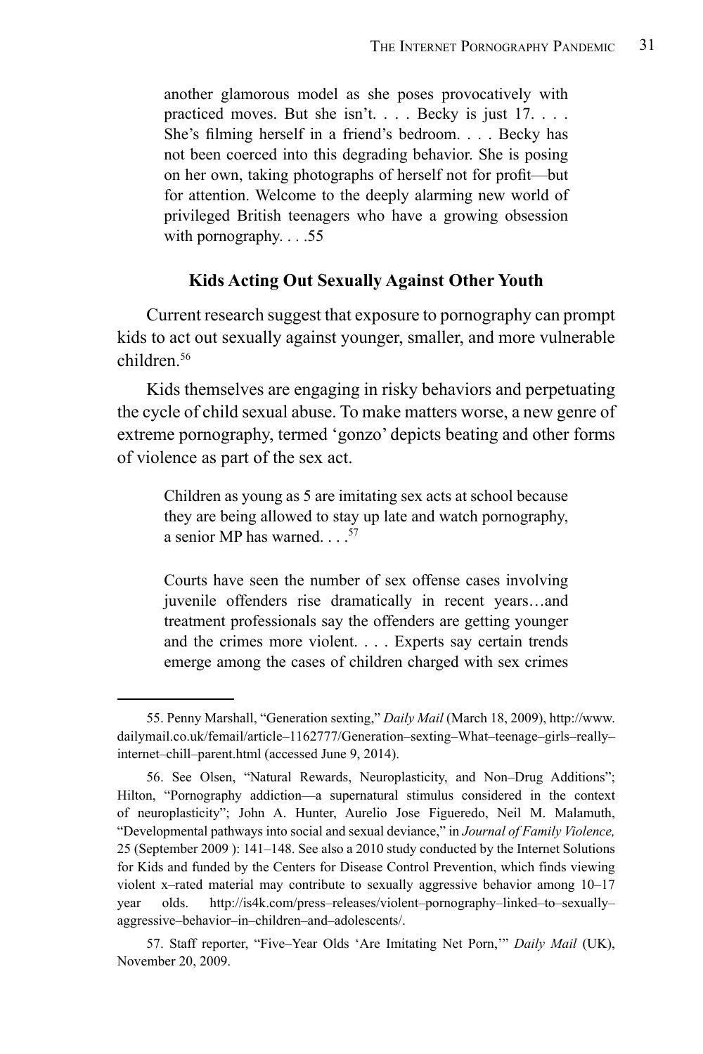> another glamorous model as she poses provocatively with practiced moves. But she isn't. . . . Becky is just 17. . . . She's filming herself in a friend's bedroom. . . . Becky has not been coerced into this degrading behavior. She is posing on her own, taking photographs of herself not for profit—but for attention. Welcome to the deeply alarming new world of privileged British teenagers who have a growing obsession with pornography. . . .55

### Kids Acting Out Sexually Against Other Youth

Current research suggest that exposure to pornography can prompt kids to act out sexually against younger, smaller, and more vulnerable children.[56]

Kids themselves are engaging in risky behaviors and perpetuating the cycle of child sexual abuse. To make matters worse, a new genre of extreme pornography, termed 'gonzo' depicts beating and other forms of violence as part of the sex act.

> Children as young as 5 are imitating sex acts at school because they are being allowed to stay up late and watch pornography, a senior MP has warned. . . .[57]

> Courts have seen the number of sex offense cases involving juvenile offenders rise dramatically in recent years…and treatment professionals say the offenders are getting younger and the crimes more violent. . . . Experts say certain trends emerge among the cases of children charged with sex crimes

---

55. Penny Marshall, "Generation sexting," *Daily Mail* (March 18, 2009), http://www.dailymail.co.uk/femail/article–1162777/Generation–sexting–What–teenage–girls–really–internet–chill–parent.html (accessed June 9, 2014).

56. See Olsen, "Natural Rewards, Neuroplasticity, and Non–Drug Additions"; Hilton, "Pornography addiction—a supernatural stimulus considered in the context of neuroplasticity"; John A. Hunter, Aurelio Jose Figueredo, Neil M. Malamuth, "Developmental pathways into social and sexual deviance," in *Journal of Family Violence,* 25 (September 2009 ): 141–148. See also a 2010 study conducted by the Internet Solutions for Kids and funded by the Centers for Disease Control Prevention, which finds viewing violent x–rated material may contribute to sexually aggressive behavior among 10–17 year olds. http://is4k.com/press–releases/violent–pornography–linked–to–sexually–aggressive–behavior–in–children–and–adolescents/.

57. Staff reporter, "Five–Year Olds 'Are Imitating Net Porn,'" *Daily Mail* (UK), November 20, 2009.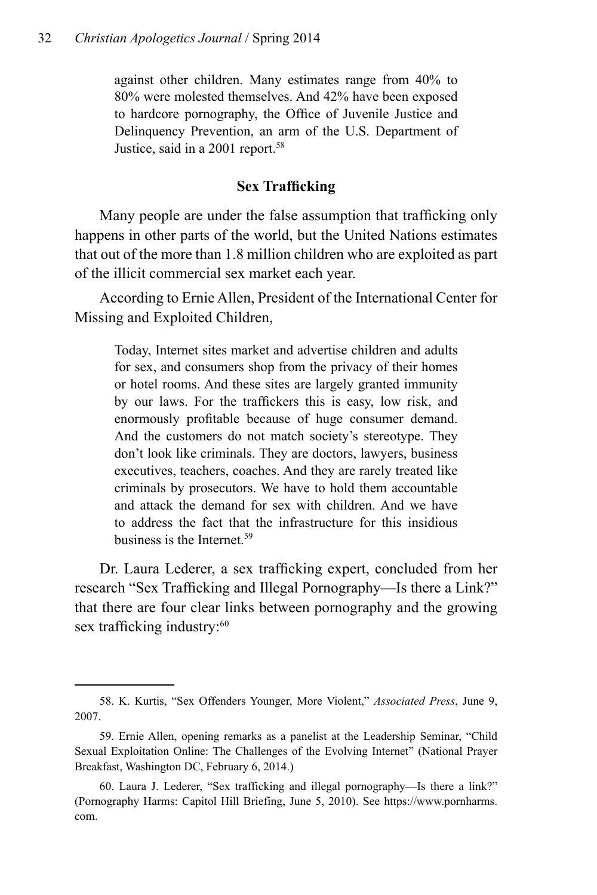> against other children. Many estimates range from 40% to 80% were molested themselves. And 42% have been exposed to hardcore pornography, the Office of Juvenile Justice and Delinquency Prevention, an arm of the U.S. Department of Justice, said in a 2001 report.[58]

### Sex Trafficking

Many people are under the false assumption that trafficking only happens in other parts of the world, but the United Nations estimates that out of the more than 1.8 million children who are exploited as part of the illicit commercial sex market each year.

According to Ernie Allen, President of the International Center for Missing and Exploited Children,

> Today, Internet sites market and advertise children and adults for sex, and consumers shop from the privacy of their homes or hotel rooms. And these sites are largely granted immunity by our laws. For the traffickers this is easy, low risk, and enormously profitable because of huge consumer demand. And the customers do not match society's stereotype. They don't look like criminals. They are doctors, lawyers, business executives, teachers, coaches. And they are rarely treated like criminals by prosecutors. We have to hold them accountable and attack the demand for sex with children. And we have to address the fact that the infrastructure for this insidious business is the Internet.[59]

Dr. Laura Lederer, a sex trafficking expert, concluded from her research "Sex Trafficking and Illegal Pornography—Is there a Link?" that there are four clear links between pornography and the growing sex trafficking industry:[60]

---

58. K. Kurtis, "Sex Offenders Younger, More Violent," *Associated Press*, June 9, 2007.

59. Ernie Allen, opening remarks as a panelist at the Leadership Seminar, "Child Sexual Exploitation Online: The Challenges of the Evolving Internet" (National Prayer Breakfast, Washington DC, February 6, 2014.)

60. Laura J. Lederer, "Sex trafficking and illegal pornography—Is there a link?" (Pornography Harms: Capitol Hill Briefing, June 5, 2010). See https://www.pornharms.com.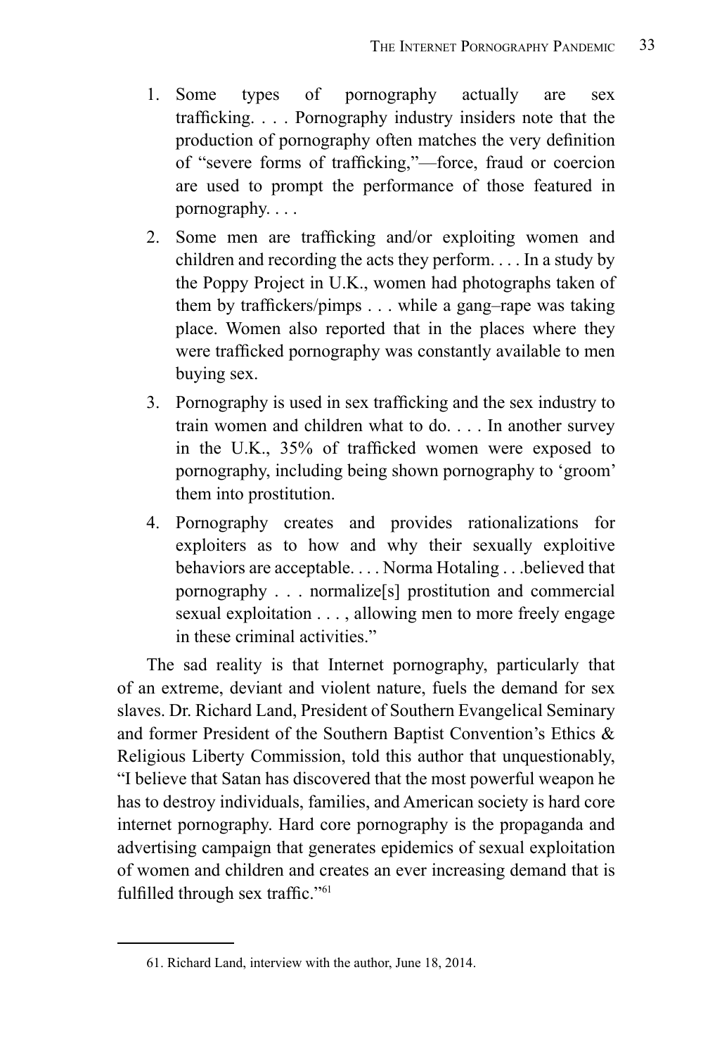1. Some types of pornography actually are sex trafficking. . . . Pornography industry insiders note that the production of pornography often matches the very definition of "severe forms of trafficking,"—force, fraud or coercion are used to prompt the performance of those featured in pornography. . . .
2. Some men are trafficking and/or exploiting women and children and recording the acts they perform. . . . In a study by the Poppy Project in U.K., women had photographs taken of them by traffickers/pimps . . . while a gang–rape was taking place. Women also reported that in the places where they were trafficked pornography was constantly available to men buying sex.
3. Pornography is used in sex trafficking and the sex industry to train women and children what to do. . . . In another survey in the U.K., 35% of trafficked women were exposed to pornography, including being shown pornography to 'groom' them into prostitution.
4. Pornography creates and provides rationalizations for exploiters as to how and why their sexually exploitive behaviors are acceptable. . . . Norma Hotaling . . .believed that pornography . . . normalize[s] prostitution and commercial sexual exploitation . . . , allowing men to more freely engage in these criminal activities."

The sad reality is that Internet pornography, particularly that of an extreme, deviant and violent nature, fuels the demand for sex slaves. Dr. Richard Land, President of Southern Evangelical Seminary and former President of the Southern Baptist Convention's Ethics & Religious Liberty Commission, told this author that unquestionably, "I believe that Satan has discovered that the most powerful weapon he has to destroy individuals, families, and American society is hard core internet pornography. Hard core pornography is the propaganda and advertising campaign that generates epidemics of sexual exploitation of women and children and creates an ever increasing demand that is fulfilled through sex traffic."[61]

---

61. Richard Land, interview with the author, June 18, 2014.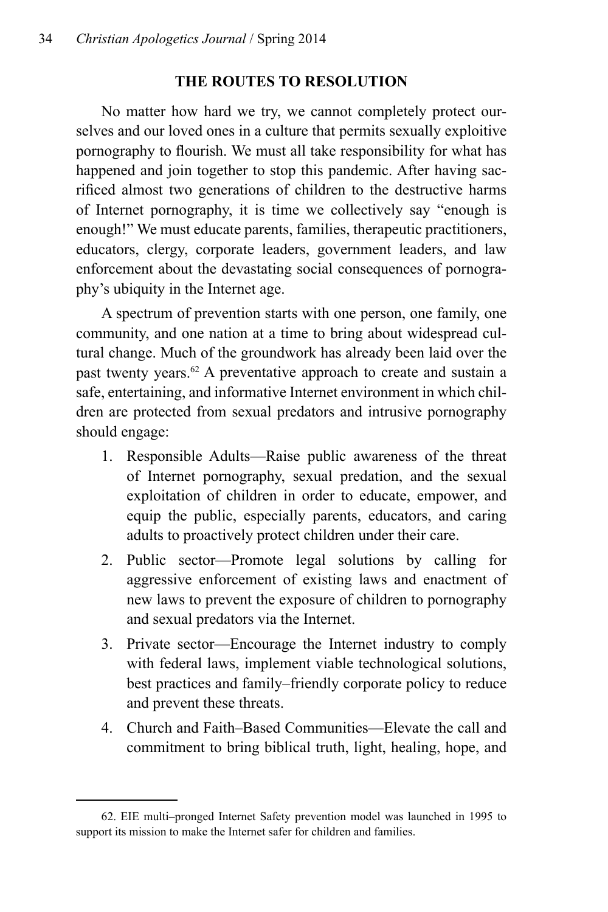## THE ROUTES TO RESOLUTION

No matter how hard we try, we cannot completely protect ourselves and our loved ones in a culture that permits sexually exploitive pornography to flourish. We must all take responsibility for what has happened and join together to stop this pandemic. After having sacrificed almost two generations of children to the destructive harms of Internet pornography, it is time we collectively say "enough is enough!" We must educate parents, families, therapeutic practitioners, educators, clergy, corporate leaders, government leaders, and law enforcement about the devastating social consequences of pornography's ubiquity in the Internet age.

A spectrum of prevention starts with one person, one family, one community, and one nation at a time to bring about widespread cultural change. Much of the groundwork has already been laid over the past twenty years.[62] A preventative approach to create and sustain a safe, entertaining, and informative Internet environment in which children are protected from sexual predators and intrusive pornography should engage:

1. Responsible Adults—Raise public awareness of the threat of Internet pornography, sexual predation, and the sexual exploitation of children in order to educate, empower, and equip the public, especially parents, educators, and caring adults to proactively protect children under their care.
2. Public sector—Promote legal solutions by calling for aggressive enforcement of existing laws and enactment of new laws to prevent the exposure of children to pornography and sexual predators via the Internet.
3. Private sector—Encourage the Internet industry to comply with federal laws, implement viable technological solutions, best practices and family–friendly corporate policy to reduce and prevent these threats.
4. Church and Faith–Based Communities—Elevate the call and commitment to bring biblical truth, light, healing, hope, and

62. EIE multi–pronged Internet Safety prevention model was launched in 1995 to support its mission to make the Internet safer for children and families.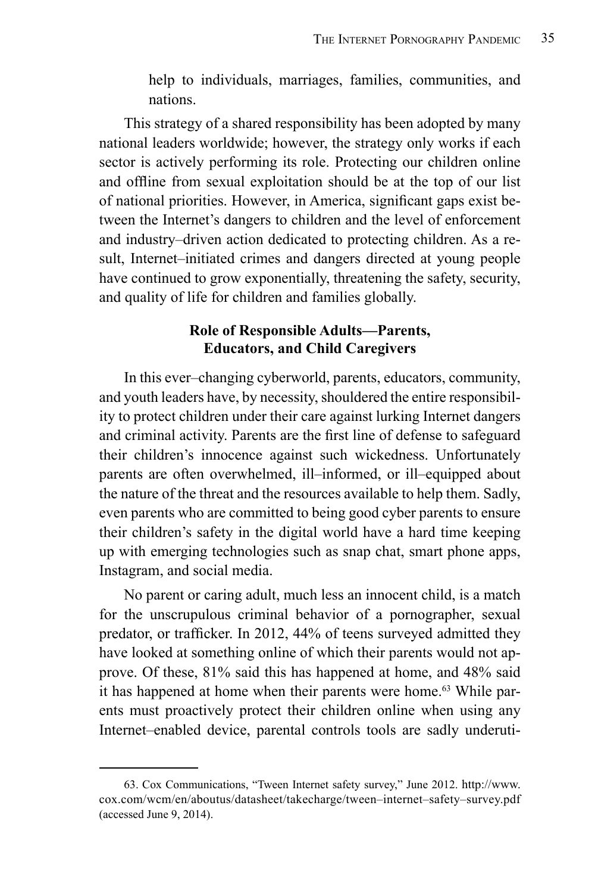help to individuals, marriages, families, communities, and nations.

This strategy of a shared responsibility has been adopted by many national leaders worldwide; however, the strategy only works if each sector is actively performing its role. Protecting our children online and offline from sexual exploitation should be at the top of our list of national priorities. However, in America, significant gaps exist between the Internet's dangers to children and the level of enforcement and industry–driven action dedicated to protecting children. As a result, Internet–initiated crimes and dangers directed at young people have continued to grow exponentially, threatening the safety, security, and quality of life for children and families globally.

### Role of Responsible Adults—Parents, Educators, and Child Caregivers

In this ever–changing cyberworld, parents, educators, community, and youth leaders have, by necessity, shouldered the entire responsibility to protect children under their care against lurking Internet dangers and criminal activity. Parents are the first line of defense to safeguard their children's innocence against such wickedness. Unfortunately parents are often overwhelmed, ill–informed, or ill–equipped about the nature of the threat and the resources available to help them. Sadly, even parents who are committed to being good cyber parents to ensure their children's safety in the digital world have a hard time keeping up with emerging technologies such as snap chat, smart phone apps, Instagram, and social media.

No parent or caring adult, much less an innocent child, is a match for the unscrupulous criminal behavior of a pornographer, sexual predator, or trafficker. In 2012, 44% of teens surveyed admitted they have looked at something online of which their parents would not approve. Of these, 81% said this has happened at home, and 48% said it has happened at home when their parents were home.[63] While parents must proactively protect their children online when using any Internet–enabled device, parental controls tools are sadly underuti-

63. Cox Communications, "Tween Internet safety survey," June 2012. http://www.cox.com/wcm/en/aboutus/datasheet/takecharge/tween–internet–safety–survey.pdf (accessed June 9, 2014).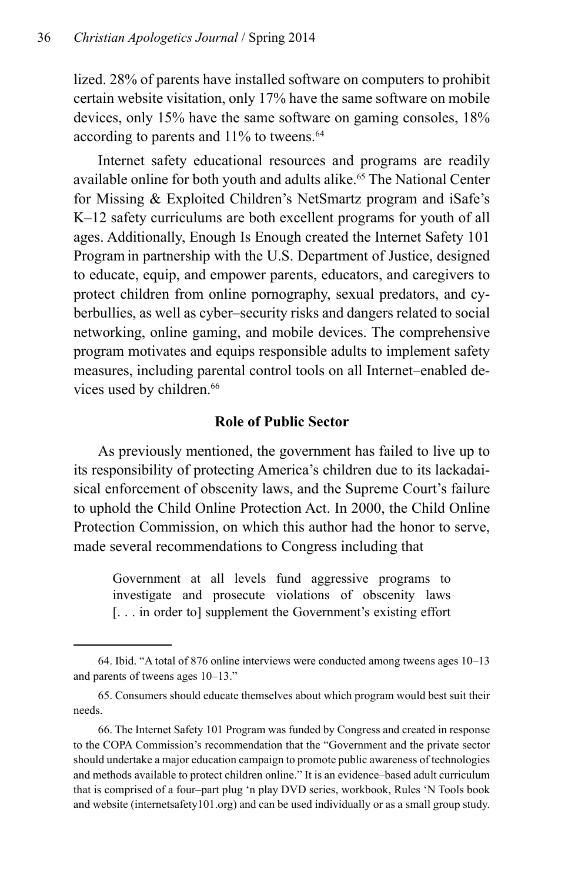lized. 28% of parents have installed software on computers to prohibit certain website visitation, only 17% have the same software on mobile devices, only 15% have the same software on gaming consoles, 18% according to parents and 11% to tweens.[64]

Internet safety educational resources and programs are readily available online for both youth and adults alike.[65] The National Center for Missing & Exploited Children's NetSmartz program and iSafe's K–12 safety curriculums are both excellent programs for youth of all ages. Additionally, Enough Is Enough created the Internet Safety 101 Program in partnership with the U.S. Department of Justice, designed to educate, equip, and empower parents, educators, and caregivers to protect children from online pornography, sexual predators, and cyberbullies, as well as cyber–security risks and dangers related to social networking, online gaming, and mobile devices. The comprehensive program motivates and equips responsible adults to implement safety measures, including parental control tools on all Internet–enabled devices used by children.[66]

### Role of Public Sector

As previously mentioned, the government has failed to live up to its responsibility of protecting America's children due to its lackadaisical enforcement of obscenity laws, and the Supreme Court's failure to uphold the Child Online Protection Act. In 2000, the Child Online Protection Commission, on which this author had the honor to serve, made several recommendations to Congress including that

> Government at all levels fund aggressive programs to investigate and prosecute violations of obscenity laws [. . . in order to] supplement the Government's existing effort

---

64. Ibid. "A total of 876 online interviews were conducted among tweens ages 10–13 and parents of tweens ages 10–13."

65. Consumers should educate themselves about which program would best suit their needs.

66. The Internet Safety 101 Program was funded by Congress and created in response to the COPA Commission's recommendation that the "Government and the private sector should undertake a major education campaign to promote public awareness of technologies and methods available to protect children online." It is an evidence–based adult curriculum that is comprised of a four–part plug 'n play DVD series, workbook, Rules 'N Tools book and website (internetsafety101.org) and can be used individually or as a small group study.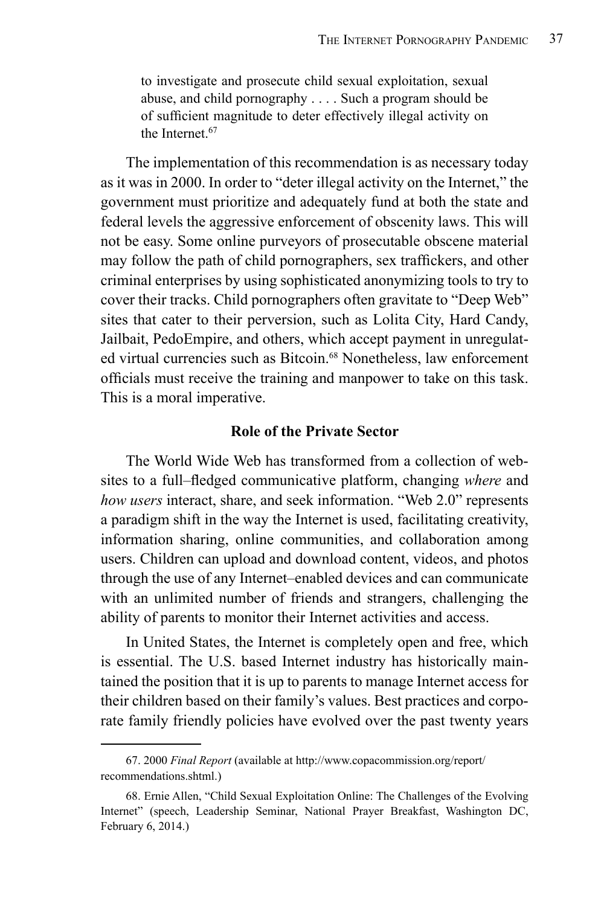> to investigate and prosecute child sexual exploitation, sexual abuse, and child pornography . . . . Such a program should be of sufficient magnitude to deter effectively illegal activity on the Internet.[67]

The implementation of this recommendation is as necessary today as it was in 2000. In order to "deter illegal activity on the Internet," the government must prioritize and adequately fund at both the state and federal levels the aggressive enforcement of obscenity laws. This will not be easy. Some online purveyors of prosecutable obscene material may follow the path of child pornographers, sex traffickers, and other criminal enterprises by using sophisticated anonymizing tools to try to cover their tracks. Child pornographers often gravitate to "Deep Web" sites that cater to their perversion, such as Lolita City, Hard Candy, Jailbait, PedoEmpire, and others, which accept payment in unregulated virtual currencies such as Bitcoin.[68] Nonetheless, law enforcement officials must receive the training and manpower to take on this task. This is a moral imperative.

### Role of the Private Sector

The World Wide Web has transformed from a collection of websites to a full–fledged communicative platform, changing *where* and *how users* interact, share, and seek information. "Web 2.0" represents a paradigm shift in the way the Internet is used, facilitating creativity, information sharing, online communities, and collaboration among users. Children can upload and download content, videos, and photos through the use of any Internet–enabled devices and can communicate with an unlimited number of friends and strangers, challenging the ability of parents to monitor their Internet activities and access.

In United States, the Internet is completely open and free, which is essential. The U.S. based Internet industry has historically maintained the position that it is up to parents to manage Internet access for their children based on their family's values. Best practices and corporate family friendly policies have evolved over the past twenty years

---

67. 2000 *Final Report* (available at http://www.copacommission.org/report/recommendations.shtml.)

68. Ernie Allen, "Child Sexual Exploitation Online: The Challenges of the Evolving Internet" (speech, Leadership Seminar, National Prayer Breakfast, Washington DC, February 6, 2014.)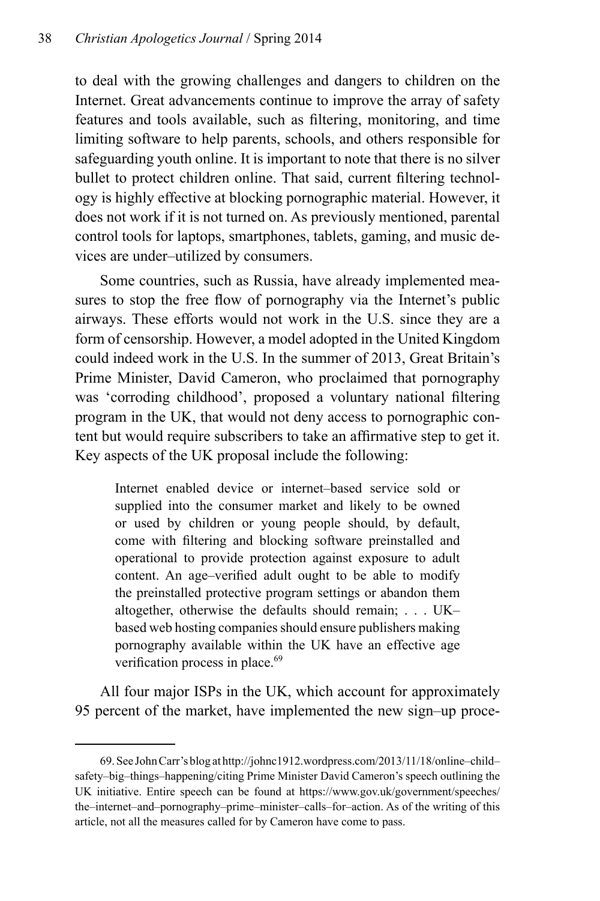to deal with the growing challenges and dangers to children on the Internet. Great advancements continue to improve the array of safety features and tools available, such as filtering, monitoring, and time limiting software to help parents, schools, and others responsible for safeguarding youth online. It is important to note that there is no silver bullet to protect children online. That said, current filtering technology is highly effective at blocking pornographic material. However, it does not work if it is not turned on. As previously mentioned, parental control tools for laptops, smartphones, tablets, gaming, and music devices are under–utilized by consumers.

Some countries, such as Russia, have already implemented measures to stop the free flow of pornography via the Internet's public airways. These efforts would not work in the U.S. since they are a form of censorship. However, a model adopted in the United Kingdom could indeed work in the U.S. In the summer of 2013, Great Britain's Prime Minister, David Cameron, who proclaimed that pornography was 'corroding childhood', proposed a voluntary national filtering program in the UK, that would not deny access to pornographic content but would require subscribers to take an affirmative step to get it. Key aspects of the UK proposal include the following:

> Internet enabled device or internet–based service sold or supplied into the consumer market and likely to be owned or used by children or young people should, by default, come with filtering and blocking software preinstalled and operational to provide protection against exposure to adult content. An age–verified adult ought to be able to modify the preinstalled protective program settings or abandon them altogether, otherwise the defaults should remain; . . . UK–based web hosting companies should ensure publishers making pornography available within the UK have an effective age verification process in place.[69]

All four major ISPs in the UK, which account for approximately 95 percent of the market, have implemented the new sign–up proce-

---

69. See John Carr's blog at http://johnc1912.wordpress.com/2013/11/18/online–child–safety–big–things–happening/citing Prime Minister David Cameron's speech outlining the UK initiative. Entire speech can be found at https://www.gov.uk/government/speeches/the–internet–and–pornography–prime–minister–calls–for–action. As of the writing of this article, not all the measures called for by Cameron have come to pass.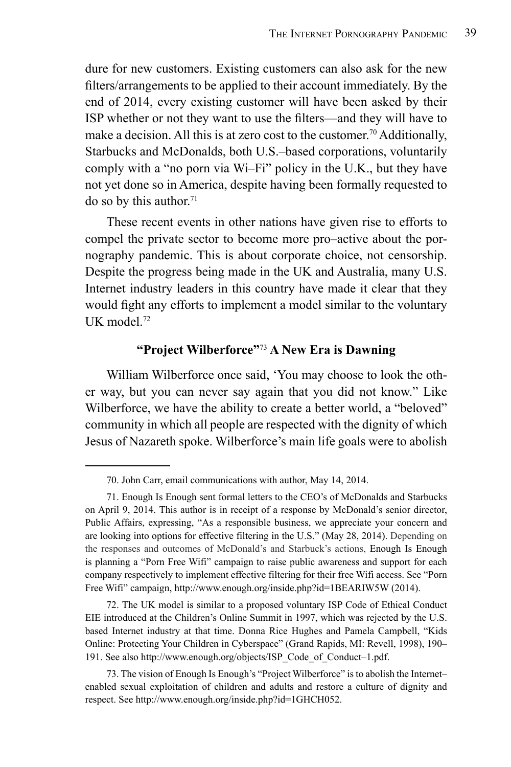dure for new customers. Existing customers can also ask for the new filters/arrangements to be applied to their account immediately. By the end of 2014, every existing customer will have been asked by their ISP whether or not they want to use the filters—and they will have to make a decision. All this is at zero cost to the customer.[70] Additionally, Starbucks and McDonalds, both U.S.–based corporations, voluntarily comply with a "no porn via Wi–Fi" policy in the U.K., but they have not yet done so in America, despite having been formally requested to do so by this author.[71]

These recent events in other nations have given rise to efforts to compel the private sector to become more pro–active about the pornography pandemic. This is about corporate choice, not censorship. Despite the progress being made in the UK and Australia, many U.S. Internet industry leaders in this country have made it clear that they would fight any efforts to implement a model similar to the voluntary UK model.[72]

### "Project Wilberforce"[73] A New Era is Dawning

William Wilberforce once said, 'You may choose to look the other way, but you can never say again that you did not know." Like Wilberforce, we have the ability to create a better world, a "beloved" community in which all people are respected with the dignity of which Jesus of Nazareth spoke. Wilberforce's main life goals were to abolish

---

70. John Carr, email communications with author, May 14, 2014.

71. Enough Is Enough sent formal letters to the CEO's of McDonalds and Starbucks on April 9, 2014. This author is in receipt of a response by McDonald's senior director, Public Affairs, expressing, "As a responsible business, we appreciate your concern and are looking into options for effective filtering in the U.S." (May 28, 2014). Depending on the responses and outcomes of McDonald's and Starbuck's actions, Enough Is Enough is planning a "Porn Free Wifi" campaign to raise public awareness and support for each company respectively to implement effective filtering for their free Wifi access. See "Porn Free Wifi" campaign, http://www.enough.org/inside.php?id=1BEARIW5W (2014).

72. The UK model is similar to a proposed voluntary ISP Code of Ethical Conduct EIE introduced at the Children's Online Summit in 1997, which was rejected by the U.S. based Internet industry at that time. Donna Rice Hughes and Pamela Campbell, "Kids Online: Protecting Your Children in Cyberspace" (Grand Rapids, MI: Revell, 1998), 190–191. See also http://www.enough.org/objects/ISP_Code_of_Conduct–1.pdf.

73. The vision of Enough Is Enough's "Project Wilberforce" is to abolish the Internet–enabled sexual exploitation of children and adults and restore a culture of dignity and respect. See http://www.enough.org/inside.php?id=1GHCH052.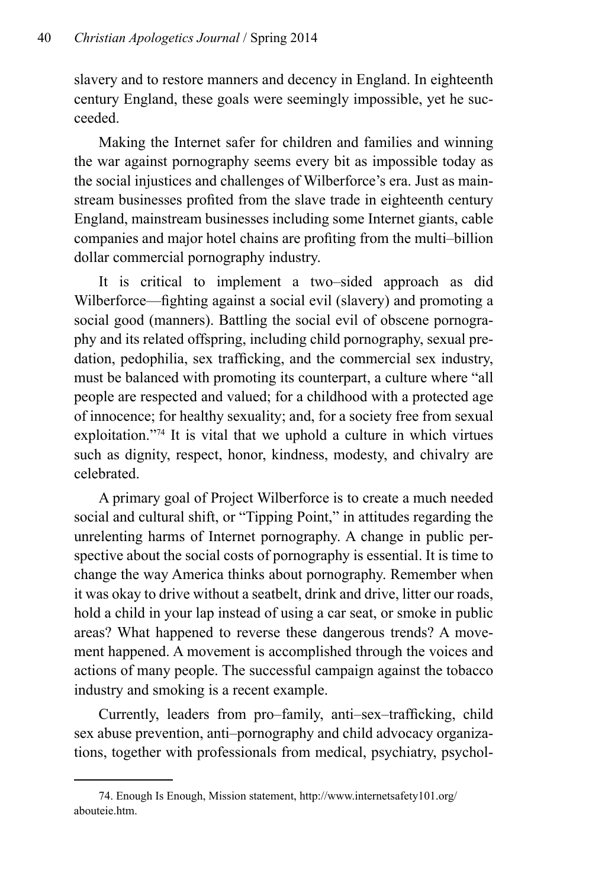slavery and to restore manners and decency in England. In eighteenth century England, these goals were seemingly impossible, yet he succeeded.

Making the Internet safer for children and families and winning the war against pornography seems every bit as impossible today as the social injustices and challenges of Wilberforce's era. Just as mainstream businesses profited from the slave trade in eighteenth century England, mainstream businesses including some Internet giants, cable companies and major hotel chains are profiting from the multi–billion dollar commercial pornography industry.

It is critical to implement a two–sided approach as did Wilberforce—fighting against a social evil (slavery) and promoting a social good (manners). Battling the social evil of obscene pornography and its related offspring, including child pornography, sexual predation, pedophilia, sex trafficking, and the commercial sex industry, must be balanced with promoting its counterpart, a culture where "all people are respected and valued; for a childhood with a protected age of innocence; for healthy sexuality; and, for a society free from sexual exploitation."[74] It is vital that we uphold a culture in which virtues such as dignity, respect, honor, kindness, modesty, and chivalry are celebrated.

A primary goal of Project Wilberforce is to create a much needed social and cultural shift, or "Tipping Point," in attitudes regarding the unrelenting harms of Internet pornography. A change in public perspective about the social costs of pornography is essential. It is time to change the way America thinks about pornography. Remember when it was okay to drive without a seatbelt, drink and drive, litter our roads, hold a child in your lap instead of using a car seat, or smoke in public areas? What happened to reverse these dangerous trends? A movement happened. A movement is accomplished through the voices and actions of many people. The successful campaign against the tobacco industry and smoking is a recent example.

Currently, leaders from pro–family, anti–sex–trafficking, child sex abuse prevention, anti–pornography and child advocacy organizations, together with professionals from medical, psychiatry, psychol-

74. Enough Is Enough, Mission statement, http://www.internetsafety101.org/abouteie.htm.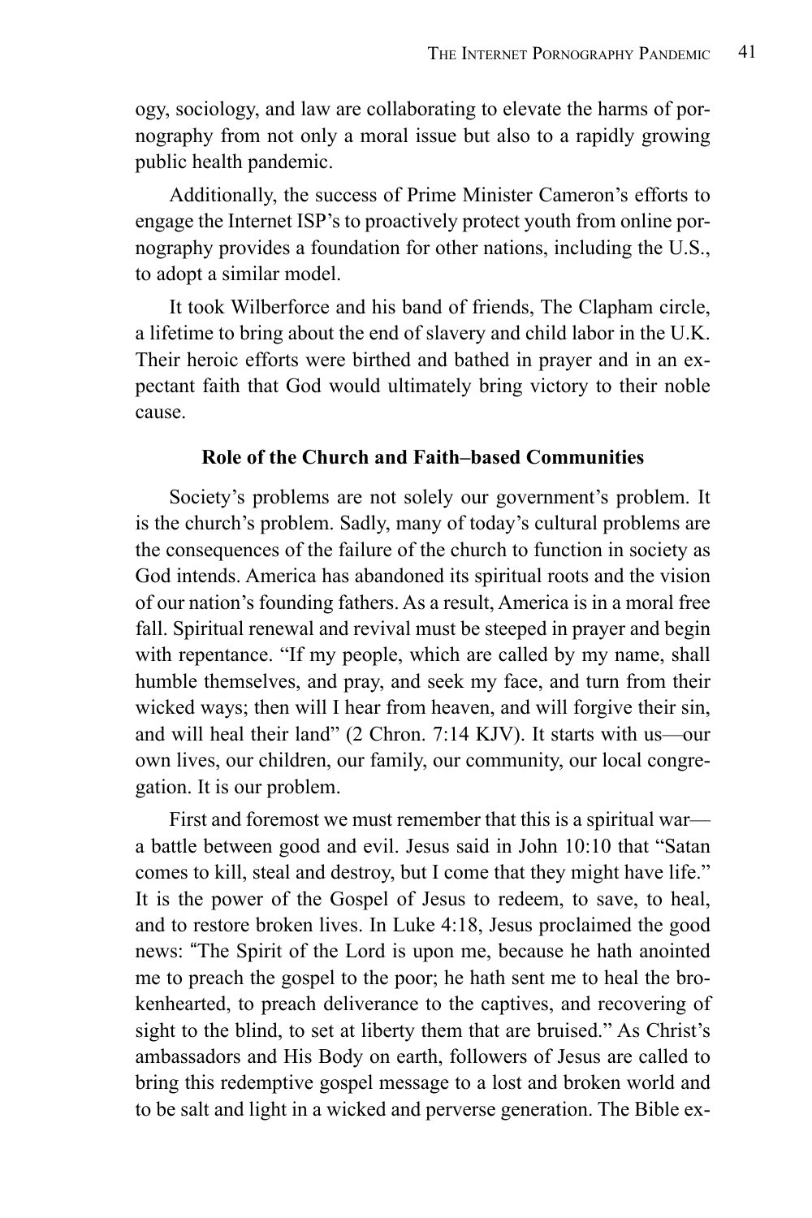ogy, sociology, and law are collaborating to elevate the harms of pornography from not only a moral issue but also to a rapidly growing public health pandemic.

Additionally, the success of Prime Minister Cameron's efforts to engage the Internet ISP's to proactively protect youth from online pornography provides a foundation for other nations, including the U.S., to adopt a similar model.

It took Wilberforce and his band of friends, The Clapham circle, a lifetime to bring about the end of slavery and child labor in the U.K. Their heroic efforts were birthed and bathed in prayer and in an expectant faith that God would ultimately bring victory to their noble cause.

**Role of the Church and Faith–based Communities**

Society's problems are not solely our government's problem. It is the church's problem. Sadly, many of today's cultural problems are the consequences of the failure of the church to function in society as God intends. America has abandoned its spiritual roots and the vision of our nation's founding fathers. As a result, America is in a moral free fall. Spiritual renewal and revival must be steeped in prayer and begin with repentance. "If my people, which are called by my name, shall humble themselves, and pray, and seek my face, and turn from their wicked ways; then will I hear from heaven, and will forgive their sin, and will heal their land" (2 Chron. 7:14 KJV). It starts with us—our own lives, our children, our family, our community, our local congregation. It is our problem.

First and foremost we must remember that this is a spiritual war—a battle between good and evil. Jesus said in John 10:10 that "Satan comes to kill, steal and destroy, but I come that they might have life." It is the power of the Gospel of Jesus to redeem, to save, to heal, and to restore broken lives. In Luke 4:18, Jesus proclaimed the good news: "The Spirit of the Lord is upon me, because he hath anointed me to preach the gospel to the poor; he hath sent me to heal the brokenhearted, to preach deliverance to the captives, and recovering of sight to the blind, to set at liberty them that are bruised." As Christ's ambassadors and His Body on earth, followers of Jesus are called to bring this redemptive gospel message to a lost and broken world and to be salt and light in a wicked and perverse generation. The Bible ex-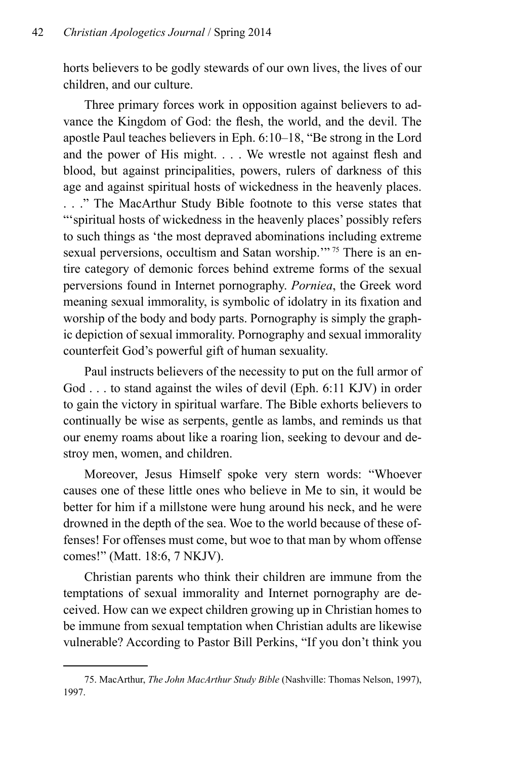horts believers to be godly stewards of our own lives, the lives of our children, and our culture.

Three primary forces work in opposition against believers to advance the Kingdom of God: the flesh, the world, and the devil. The apostle Paul teaches believers in Eph. 6:10–18, "Be strong in the Lord and the power of His might. . . . We wrestle not against flesh and blood, but against principalities, powers, rulers of darkness of this age and against spiritual hosts of wickedness in the heavenly places. . . ." The MacArthur Study Bible footnote to this verse states that "'spiritual hosts of wickedness in the heavenly places' possibly refers to such things as 'the most depraved abominations including extreme sexual perversions, occultism and Satan worship.'"[75] There is an entire category of demonic forces behind extreme forms of the sexual perversions found in Internet pornography. *Porniea*, the Greek word meaning sexual immorality, is symbolic of idolatry in its fixation and worship of the body and body parts. Pornography is simply the graphic depiction of sexual immorality. Pornography and sexual immorality counterfeit God's powerful gift of human sexuality.

Paul instructs believers of the necessity to put on the full armor of God . . . to stand against the wiles of devil (Eph. 6:11 KJV) in order to gain the victory in spiritual warfare. The Bible exhorts believers to continually be wise as serpents, gentle as lambs, and reminds us that our enemy roams about like a roaring lion, seeking to devour and destroy men, women, and children.

Moreover, Jesus Himself spoke very stern words: "Whoever causes one of these little ones who believe in Me to sin, it would be better for him if a millstone were hung around his neck, and he were drowned in the depth of the sea. Woe to the world because of these offenses! For offenses must come, but woe to that man by whom offense comes!" (Matt. 18:6, 7 NKJV).

Christian parents who think their children are immune from the temptations of sexual immorality and Internet pornography are deceived. How can we expect children growing up in Christian homes to be immune from sexual temptation when Christian adults are likewise vulnerable? According to Pastor Bill Perkins, "If you don't think you

---

75. MacArthur, *The John MacArthur Study Bible* (Nashville: Thomas Nelson, 1997), 1997.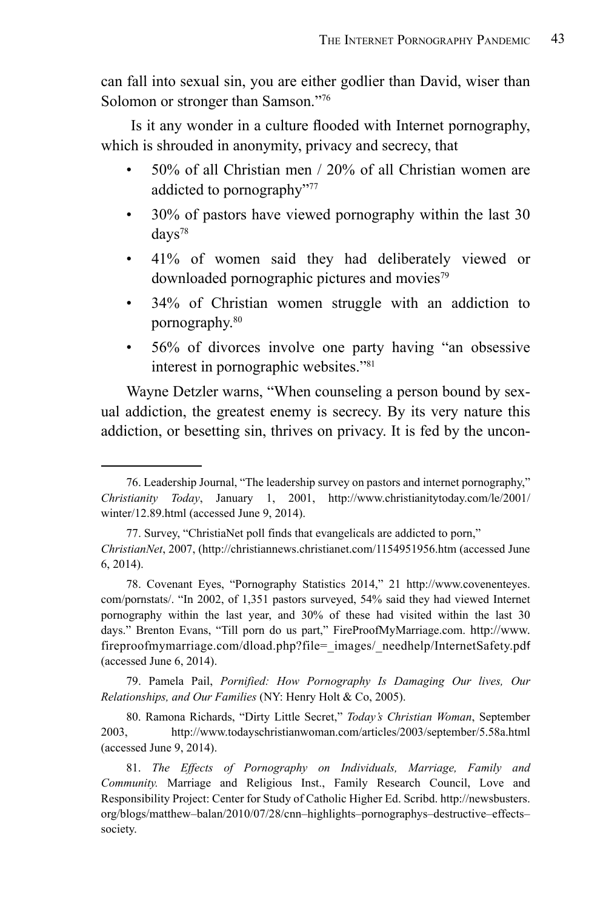can fall into sexual sin, you are either godlier than David, wiser than Solomon or stronger than Samson."[76]

Is it any wonder in a culture flooded with Internet pornography, which is shrouded in anonymity, privacy and secrecy, that

- 50% of all Christian men / 20% of all Christian women are addicted to pornography"[77]
- 30% of pastors have viewed pornography within the last 30 days[78]
- 41% of women said they had deliberately viewed or downloaded pornographic pictures and movies[79]
- 34% of Christian women struggle with an addiction to pornography.[80]
- 56% of divorces involve one party having "an obsessive interest in pornographic websites."[81]

Wayne Detzler warns, "When counseling a person bound by sexual addiction, the greatest enemy is secrecy. By its very nature this addiction, or besetting sin, thrives on privacy. It is fed by the uncon-

---

76. Leadership Journal, "The leadership survey on pastors and internet pornography," *Christianity Today*, January 1, 2001, http://www.christianitytoday.com/le/2001/winter/12.89.html (accessed June 9, 2014).

77. Survey, "ChristiaNet poll finds that evangelicals are addicted to porn," *ChristianNet*, 2007, (http://christiannews.christianet.com/1154951956.htm (accessed June 6, 2014).

78. Covenant Eyes, "Pornography Statistics 2014," 21 http://www.coveneteyes.com/pornstats/. "In 2002, of 1,351 pastors surveyed, 54% said they had viewed Internet pornography within the last year, and 30% of these had visited within the last 30 days." Brenton Evans, "Till porn do us part," FireProofMyMarriage.com. http://www.fireproofmymarriage.com/dload.php?file=_images/_needhelp/InternetSafety.pdf (accessed June 6, 2014).

79. Pamela Pail, *Pornified: How Pornography Is Damaging Our lives, Our Relationships, and Our Families* (NY: Henry Holt & Co, 2005).

80. Ramona Richards, "Dirty Little Secret," *Today's Christian Woman*, September 2003, http://www.todayschristianwoman.com/articles/2003/september/5.58a.html (accessed June 9, 2014).

81. *The Effects of Pornography on Individuals, Marriage, Family and Community.* Marriage and Religious Inst., Family Research Council, Love and Responsibility Project: Center for Study of Catholic Higher Ed. Scribd. http://newsbusters.org/blogs/matthew–balan/2010/07/28/cnn–highlights–pornographys–destructive–effects–society.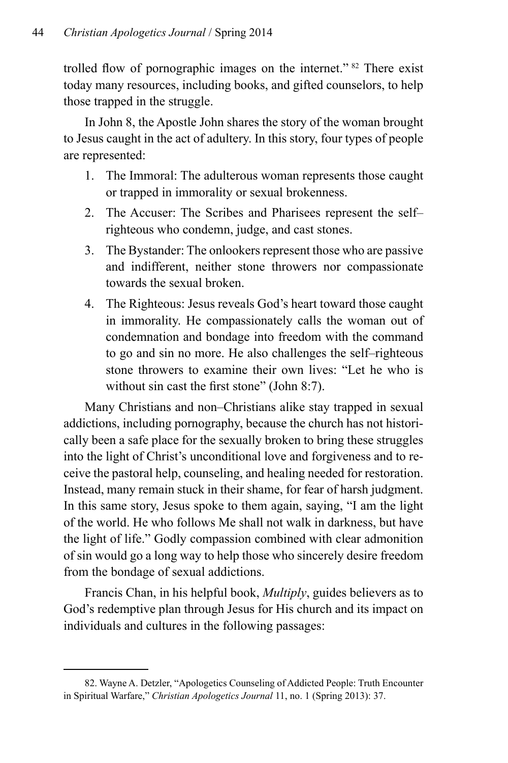trolled flow of pornographic images on the internet." [82] There exist today many resources, including books, and gifted counselors, to help those trapped in the struggle.

In John 8, the Apostle John shares the story of the woman brought to Jesus caught in the act of adultery. In this story, four types of people are represented:

1. The Immoral: The adulterous woman represents those caught or trapped in immorality or sexual brokenness.
2. The Accuser: The Scribes and Pharisees represent the self–righteous who condemn, judge, and cast stones.
3. The Bystander: The onlookers represent those who are passive and indifferent, neither stone throwers nor compassionate towards the sexual broken.
4. The Righteous: Jesus reveals God's heart toward those caught in immorality. He compassionately calls the woman out of condemnation and bondage into freedom with the command to go and sin no more. He also challenges the self–righteous stone throwers to examine their own lives: "Let he who is without sin cast the first stone" (John 8:7).

Many Christians and non–Christians alike stay trapped in sexual addictions, including pornography, because the church has not historically been a safe place for the sexually broken to bring these struggles into the light of Christ's unconditional love and forgiveness and to receive the pastoral help, counseling, and healing needed for restoration. Instead, many remain stuck in their shame, for fear of harsh judgment. In this same story, Jesus spoke to them again, saying, "I am the light of the world. He who follows Me shall not walk in darkness, but have the light of life." Godly compassion combined with clear admonition of sin would go a long way to help those who sincerely desire freedom from the bondage of sexual addictions.

Francis Chan, in his helpful book, *Multiply*, guides believers as to God's redemptive plan through Jesus for His church and its impact on individuals and cultures in the following passages:

---

82. Wayne A. Detzler, "Apologetics Counseling of Addicted People: Truth Encounter in Spiritual Warfare," *Christian Apologetics Journal* 11, no. 1 (Spring 2013): 37.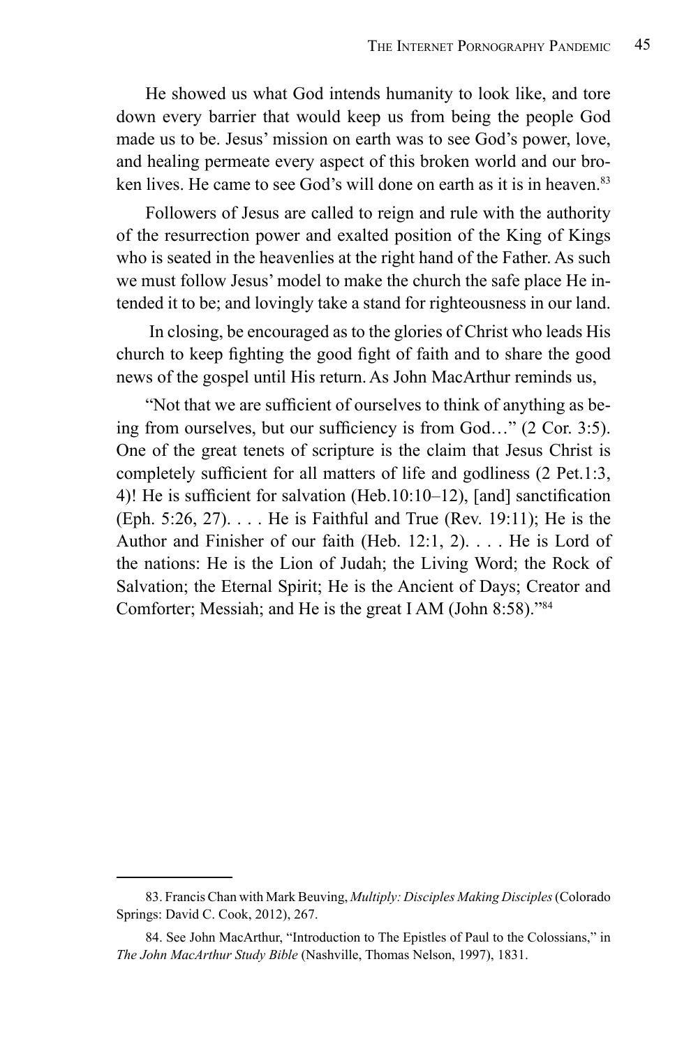He showed us what God intends humanity to look like, and tore down every barrier that would keep us from being the people God made us to be. Jesus' mission on earth was to see God's power, love, and healing permeate every aspect of this broken world and our broken lives. He came to see God's will done on earth as it is in heaven.[83]

Followers of Jesus are called to reign and rule with the authority of the resurrection power and exalted position of the King of Kings who is seated in the heavenlies at the right hand of the Father. As such we must follow Jesus' model to make the church the safe place He intended it to be; and lovingly take a stand for righteousness in our land.

In closing, be encouraged as to the glories of Christ who leads His church to keep fighting the good fight of faith and to share the good news of the gospel until His return. As John MacArthur reminds us,

"Not that we are sufficient of ourselves to think of anything as being from ourselves, but our sufficiency is from God…" (2 Cor. 3:5). One of the great tenets of scripture is the claim that Jesus Christ is completely sufficient for all matters of life and godliness (2 Pet.1:3, 4)! He is sufficient for salvation (Heb.10:10–12), [and] sanctification (Eph. 5:26, 27). . . . He is Faithful and True (Rev. 19:11); He is the Author and Finisher of our faith (Heb. 12:1, 2). . . . He is Lord of the nations: He is the Lion of Judah; the Living Word; the Rock of Salvation; the Eternal Spirit; He is the Ancient of Days; Creator and Comforter; Messiah; and He is the great I AM (John 8:58)."[84]

---

83. Francis Chan with Mark Beuving, *Multiply: Disciples Making Disciples* (Colorado Springs: David C. Cook, 2012), 267.

84. See John MacArthur, "Introduction to The Epistles of Paul to the Colossians," in *The John MacArthur Study Bible* (Nashville, Thomas Nelson, 1997), 1831.